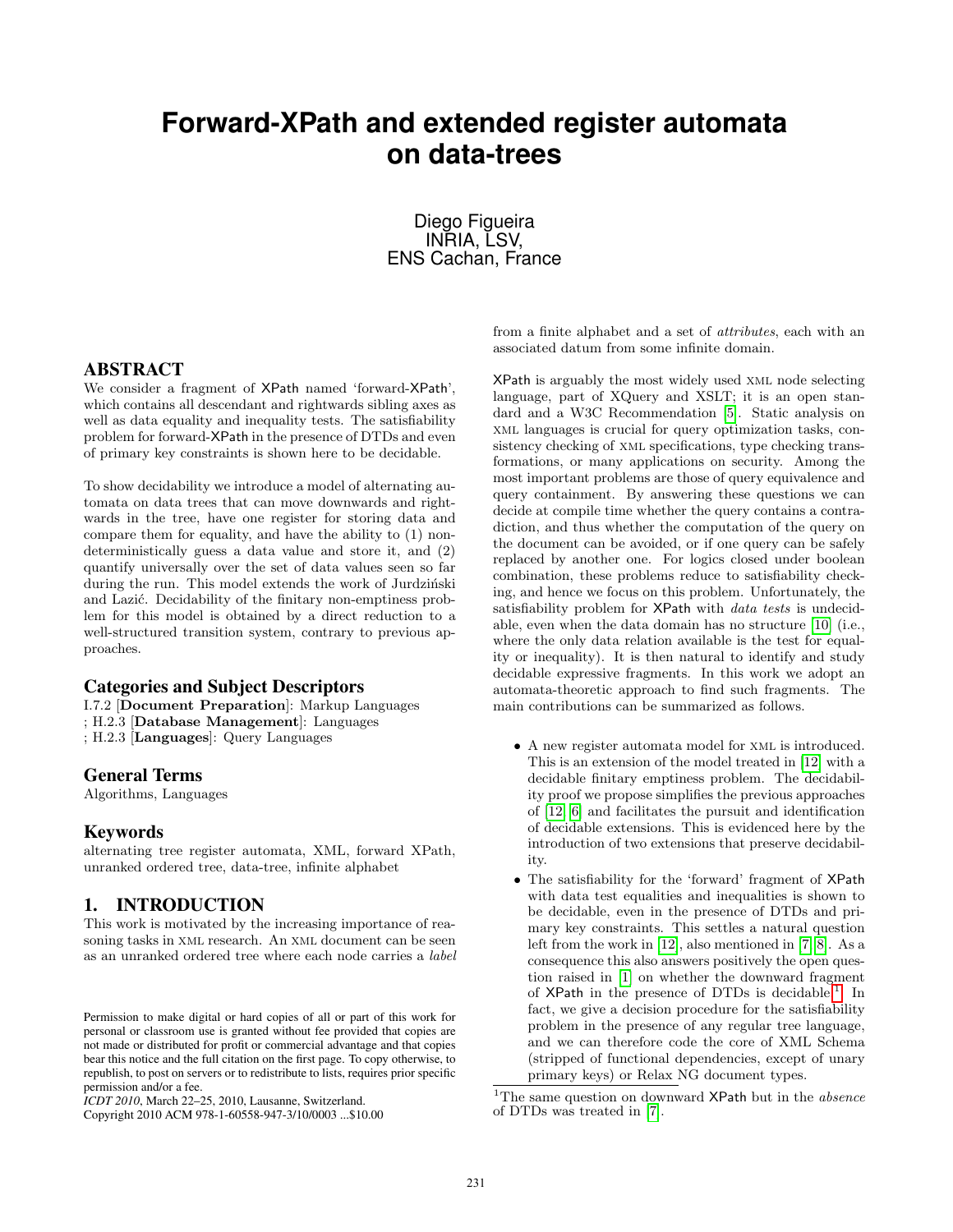# Forward-XPath and extended register automata on data-trees

Diego Figueira
INRIA, LSV,
ENS Cachan, France

## ABSTRACT

We consider a fragment of XPath named 'forward-XPath', which contains all descendant and rightwards sibling axes as well as data equality and inequality tests. The satisfiability problem for forward-XPath in the presence of DTDs and even of primary key constraints is shown here to be decidable.

To show decidability we introduce a model of alternating automata on data trees that can move downwards and rightwards in the tree, have one register for storing data and compare them for equality, and have the ability to (1) nondeterministically guess a data value and store it, and (2) quantify universally over the set of data values seen so far during the run. This model extends the work of Jurdziński and Lazić. Decidability of the finitary non-emptiness problem for this model is obtained by a direct reduction to a well-structured transition system, contrary to previous approaches.

### Categories and Subject Descriptors

I.7.2 [**Document Preparation**]: Markup Languages
; H.2.3 [**Database Management**]: Languages
; H.2.3 [**Languages**]: Query Languages

### General Terms

Algorithms, Languages

### Keywords

alternating tree register automata, XML, forward XPath, unranked ordered tree, data-tree, infinite alphabet

## 1. INTRODUCTION

This work is motivated by the increasing importance of reasoning tasks in XML research. An XML document can be seen as an unranked ordered tree where each node carries a *label* from a finite alphabet and a set of *attributes*, each with an associated datum from some infinite domain.

XPath is arguably the most widely used XML node selecting language, part of XQuery and XSLT; it is an open standard and a W3C Recommendation [5]. Static analysis on XML languages is crucial for query optimization tasks, consistency checking of XML specifications, type checking transformations, or many applications on security. Among the most important problems are those of query equivalence and query containment. By answering these questions we can decide at compile time whether the query contains a contradiction, and thus whether the computation of the query on the document can be avoided, or if one query can be safely replaced by another one. For logics closed under boolean combination, these problems reduce to satisfiability checking, and hence we focus on this problem. Unfortunately, the satisfiability problem for XPath with *data tests* is undecidable, even when the data domain has no structure [10] (i.e., where the only data relation available is the test for equality or inequality). It is then natural to identify and study decidable expressive fragments. In this work we adopt an automata-theoretic approach to find such fragments. The main contributions can be summarized as follows.

- A new register automata model for XML is introduced. This is an extension of the model treated in [12] with a decidable finitary emptiness problem. The decidability proof we propose simplifies the previous approaches of [12, 6] and facilitates the pursuit and identification of decidable extensions. This is evidenced here by the introduction of two extensions that preserve decidability.
- The satisfiability for the 'forward' fragment of XPath with data test equalities and inequalities is shown to be decidable, even in the presence of DTDs and primary key constraints. This settles a natural question left from the work in [12], also mentioned in [7, 8]. As a consequence this also answers positively the open question raised in [1] on whether the downward fragment of XPath in the presence of DTDs is decidable.[1] In fact, we give a decision procedure for the satisfiability problem in the presence of any regular tree language, and we can therefore code the core of XML Schema (stripped of functional dependencies, except of unary primary keys) or Relax NG document types.

[1] The same question on downward XPath but in the *absence* of DTDs was treated in [7].

Permission to make digital or hard copies of all or part of this work for personal or classroom use is granted without fee provided that copies are not made or distributed for profit or commercial advantage and that copies bear this notice and the full citation on the first page. To copy otherwise, to republish, to post on servers or to redistribute to lists, requires prior specific permission and/or a fee.
*ICDT 2010*, March 22–25, 2010, Lausanne, Switzerland.
Copyright 2010 ACM 978-1-60558-947-3/10/0003 ...$10.00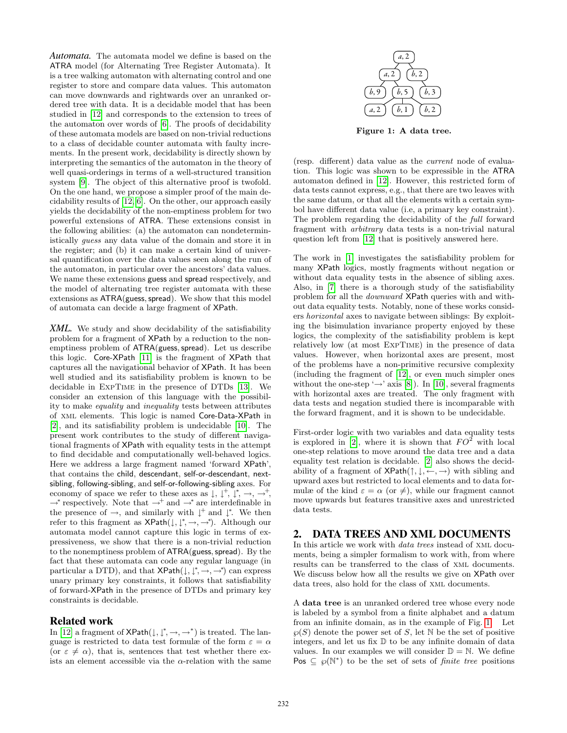*Automata.* The automata model we define is based on the ATRA model (for Alternating Tree Register Automata). It is a tree walking automaton with alternating control and one register to store and compare data values. This automaton can move downwards and rightwards over an unranked ordered tree with data. It is a decidable model that has been studied in [12] and corresponds to the extension to trees of the automaton over words of [6]. The proofs of decidability of these automata models are based on non-trivial reductions to a class of decidable counter automata with faulty increments. In the present work, decidability is directly shown by interpreting the semantics of the automaton in the theory of well quasi-orderings in terms of a well-structured transition system [9]. The object of this alternative proof is twofold. On the one hand, we propose a simpler proof of the main decidability results of [12, 6]. On the other, our approach easily yields the decidability of the non-emptiness problem for two powerful extensions of ATRA. These extensions consist in the following abilities: (a) the automaton can nondeterministically *guess* any data value of the domain and store it in the register; and (b) it can make a certain kind of universal quantification over the data values seen along the run of the automaton, in particular over the ancestors' data values. We name these extensions guess and spread respectively, and the model of alternating tree register automata with these extensions as ATRA(guess, spread). We show that this model of automata can decide a large fragment of XPath.

*XML.* We study and show decidability of the satisfiability problem for a fragment of XPath by a reduction to the nonemptiness problem of ATRA(guess, spread). Let us describe this logic. Core-XPath [11] is the fragment of XPath that captures all the navigational behavior of XPath. It has been well studied and its satisfiability problem is known to be decidable in EXPTIME in the presence of DTDs [13]. We consider an extension of this language with the possibility to make *equality* and *inequality* tests between attributes of XML elements. This logic is named Core-Data-XPath in [2], and its satisfiability problem is undecidable [10]. The present work contributes to the study of different navigational fragments of XPath with equality tests in the attempt to find decidable and computationally well-behaved logics. Here we address a large fragment named 'forward XPath', that contains the child, descendant, self-or-descendant, next-sibling, following-sibling, and self-or-following-sibling axes. For economy of space we refer to these axes as $\downarrow$, $\downarrow^+$, $\downarrow^*$, $\rightarrow$, $\rightarrow^+$, $\rightarrow^*$ respectively. Note that $\rightarrow^+$ and $\rightarrow^*$ are interdefinable in the presence of $\rightarrow$, and similarly with $\downarrow^+$ and $\downarrow^*$. We then refer to this fragment as XPath($\downarrow, \downarrow^*, \rightarrow, \rightarrow^*$). Although our automata model cannot capture this logic in terms of expressiveness, we show that there is a non-trivial reduction to the nonemptiness problem of ATRA(guess, spread). By the fact that these automata can code any regular language (in particular a DTD), and that XPath($\downarrow, \downarrow^*, \rightarrow, \rightarrow^*$) can express unary primary key constraints, it follows that satisfiability of forward-XPath in the presence of DTDs and primary key constraints is decidable.

## Related work

In [12] a fragment of XPath($\downarrow, \downarrow^*, \rightarrow, \rightarrow^*$) is treated. The language is restricted to data test formulæ of the form $\varepsilon = \alpha$ (or $\varepsilon \neq \alpha$), that is, sentences that test whether there exists an element accessible via the $\alpha$-relation with the same (resp. different) data value as the *current* node of evaluation. This logic was shown to be expressible in the ATRA automaton defined in [12]. However, this restricted form of data tests cannot express, e.g., that there are two leaves with the same datum, or that all the elements with a certain symbol have different data value (i.e, a primary key constraint). The problem regarding the decidability of the *full* forward fragment with *arbitrary* data tests is a non-trivial natural question left from [12] that is positively answered here.

(a, 2)
(a, 2) (b, 2)
(b, 9) (b, 5) (b, 3)
(a, 2) (b, 1) (b, 2)

**Figure 1: A data tree.**

The work in [1] investigates the satisfiability problem for many XPath logics, mostly fragments without negation or without data equality tests in the absence of sibling axes. Also, in [7] there is a thorough study of the satisfiability problem for all the *downward* XPath queries with and without data equality tests. Notably, none of these works considers *horizontal* axes to navigate between siblings: By exploiting the bisimulation invariance property enjoyed by these logics, the complexity of the satisfiability problem is kept relatively low (at most EXPTIME) in the presence of data values. However, when horizontal axes are present, most of the problems have a non-primitive recursive complexity (including the fragment of [12], or even much simpler ones without the one-step '$\rightarrow$' axis [8]). In [10], several fragments with horizontal axes are treated. The only fragment with data tests and negation studied there is incomparable with the forward fragment, and it is shown to be undecidable.

First-order logic with two variables and data equality tests is explored in [2], where it is shown that $FO^2$ with local one-step relations to move around the data tree and a data equality test relation is decidable. [2] also shows the decidability of a fragment of XPath($\uparrow, \downarrow, \leftarrow, \rightarrow$) with sibling and upward axes but restricted to local elements and to data formulæ of the kind $\varepsilon = \alpha$ (or $\neq$), while our fragment cannot move upwards but features transitive axes and unrestricted data tests.

## 2. DATA TREES AND XML DOCUMENTS

In this article we work with *data trees* instead of XML documents, being a simpler formalism to work with, from where results can be transferred to the class of XML documents. We discuss below how all the results we give on XPath over data trees, also hold for the class of XML documents.

A **data tree** is an unranked ordered tree whose every node is labeled by a symbol from a finite alphabet and a datum from an infinite domain, as in the example of Fig. 1. Let $\wp(S)$ denote the power set of $S$, let $\mathbb{N}$ be the set of positive integers, and let us fix $\mathbb{D}$ to be any infinite domain of data values. In our examples we will consider $\mathbb{D} = \mathbb{N}$. We define $\mathsf{Pos} \subseteq \wp(\mathbb{N}^*)$ to be the set of sets of *finite tree* positions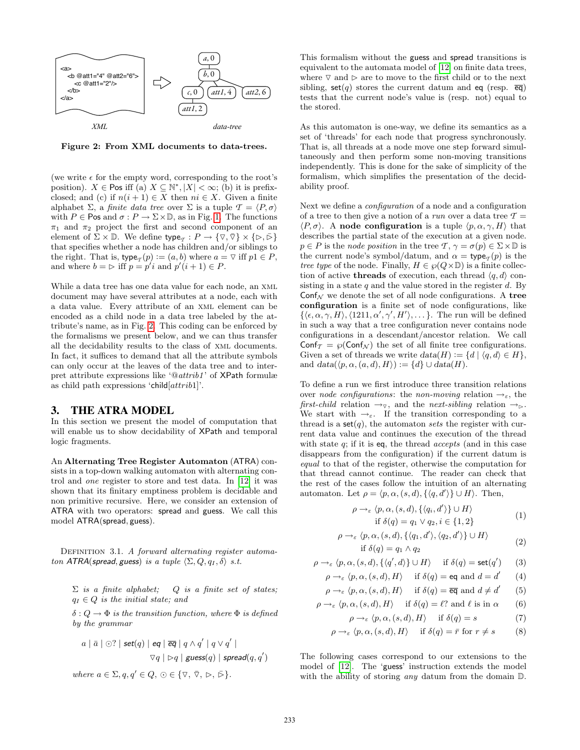XML data-tree

**Figure 2: From XML documents to data-trees.**

(we write $\epsilon$ for the empty word, corresponding to the root's position). $X \in \mathsf{Pos}$ iff (a) $X \subseteq \mathbb{N}^*, |X| < \infty$; (b) it is prefix-closed; and (c) if $n(i+1) \in X$ then $ni \in X$. Given a finite alphabet $\Sigma$, a *finite data tree* over $\Sigma$ is a tuple $\mathcal{T} = \langle P, \sigma \rangle$ with $P \in \mathsf{Pos}$ and $\sigma : P \to \Sigma \times \mathbb{D}$, as in Fig. 1. The functions $\pi_1$ and $\pi_2$ project the first and second component of an element of $\Sigma \times \mathbb{D}$. We define $\mathsf{type}_{\mathcal{T}} : P \to \{\triangledown, \bar{\triangledown}\} \times \{\triangleright, \bar{\triangleright}\}$ that specifies whether a node has children and/or siblings to the right. That is, $\mathsf{type}_{\mathcal{T}}(p) := (a, b)$ where $a = \triangledown$ iff $p1 \in P$, and where $b = \triangleright$ iff $p = p'i$ and $p'(i+1) \in P$.

While a data tree has one data value for each node, an XML document may have several attributes at a node, each with a data value. Every attribute of an XML element can be encoded as a child node in a data tree labeled by the attribute's name, as in Fig. 2. This coding can be enforced by the formalisms we present below, and we can thus transfer all the decidability results to the class of XML documents. In fact, it suffices to demand that all the attribute symbols can only occur at the leaves of the data tree and to interpret attribute expressions like '@*attrib1*' of XPath formulæ as child path expressions 'child[*attrib*1]'.

## 3. THE ATRA MODEL

In this section we present the model of computation that will enable us to show decidability of XPath and temporal logic fragments.

An **Alternating Tree Register Automaton** (ATRA) consists in a top-down walking automaton with alternating control and *one* register to store and test data. In [12] it was shown that its finitary emptiness problem is decidable and non primitive recursive. Here, we consider an extension of ATRA with two operators: spread and guess. We call this model ATRA(spread, guess).

Definition 3.1. *A forward alternating register automaton ATRA(spread, guess) is a tuple $\langle \Sigma, Q, q_I, \delta \rangle$ s.t.*

*$\Sigma$ is a finite alphabet; $Q$ is a finite set of states; $q_I \in Q$ is the initial state; and*

*$\delta : Q \to \Phi$ is the transition function, where $\Phi$ is defined by the grammar*

$$a \mid \bar{a} \mid \odot? \mid \mathsf{set}(q) \mid \mathsf{eq} \mid \overline{\mathsf{eq}} \mid q \wedge q' \mid q \vee q' \mid \triangledown q \mid \triangleright q \mid \mathsf{guess}(q) \mid \mathsf{spread}(q, q')$$

*where $a \in \Sigma, q, q' \in Q$, $\odot \in \{\triangledown, \bar{\triangledown}, \triangleright, \bar{\triangleright}\}$.*

This formalism without the guess and spread transitions is equivalent to the automata model of [12] on finite data trees, where $\triangledown$ and $\triangleright$ are to move to the first child or to the next sibling, $\mathsf{set}(q)$ stores the current datum and $\mathsf{eq}$ (resp. $\overline{\mathsf{eq}}$) tests that the current node's value is (resp. not) equal to the stored.

As this automaton is one-way, we define its semantics as a set of 'threads' for each node that progress synchronously. That is, all threads at a node move one step forward simultaneously and then perform some non-moving transitions independently. This is done for the sake of simplicity of the formalism, which simplifies the presentation of the decidability proof.

Next we define a *configuration* of a node and a configuration of a tree to then give a notion of a *run* over a data tree $\mathcal{T} = \langle P, \sigma \rangle$. A **node configuration** is a tuple $\langle p, \alpha, \gamma, H \rangle$ that describes the partial state of the execution at a given node. $p \in P$ is the *node position* in the tree $\mathcal{T}$, $\gamma = \sigma(p) \in \Sigma \times \mathbb{D}$ is the current node's symbol/datum, and $\alpha = \mathsf{type}_{\mathcal{T}}(p)$ is the *tree type* of the node. Finally, $H \in \wp(Q \times \mathbb{D})$ is a finite collection of active **threads** of execution, each thread $\langle q, d \rangle$ consisting in a state $q$ and the value stored in the register $d$. By $\mathsf{Conf}_{\mathcal{N}}$ we denote the set of all node configurations. A **tree configuration** is a finite set of node configurations, like $\{\langle \epsilon, \alpha, \gamma, H \rangle, \langle 1211, \alpha', \gamma', H' \rangle, \dots\}$. The run will be defined in such a way that a tree configuration never contains node configurations in a descendant/ancestor relation. We call $\mathsf{Conf}_{\mathcal{T}} = \wp(\mathsf{Conf}_{\mathcal{N}})$ the set of all finite tree configurations. Given a set of threads we write $data(H) := \{d \mid \langle q, d \rangle \in H\}$, and $data(\langle p, \alpha, (a, d), H \rangle) := \{d\} \cup data(H)$.

To define a run we first introduce three transition relations over *node configurations*: the *non-moving* relation $\to_\varepsilon$, the *first-child* relation $\to_\triangledown$, and the *next-sibling* relation $\to_\triangleright$. We start with $\to_\varepsilon$. If the transition corresponding to a thread is a $\mathsf{set}(q)$, the automaton *sets* the register with current data value and continues the execution of the thread with state $q$; if it is $\mathsf{eq}$, the thread *accepts* (and in this case disappears from the configuration) if the current datum is *equal* to that of the register, otherwise the computation for that thread cannot continue. The reader can check that the rest of the cases follow the intuition of an alternating automaton. Let $\rho = \langle p, \alpha, (s, d), \{\langle q, d' \rangle\} \cup H \rangle$. Then,

$$\rho \to_\varepsilon \langle p, \alpha, (s, d), \{\langle q_i, d' \rangle\} \cup H \rangle \quad \text{if } \delta(q) = q_1 \vee q_2, i \in \{1, 2\} \tag{1}$$

$$\rho \to_\varepsilon \langle p, \alpha, (s, d), \{\langle q_1, d' \rangle, \langle q_2, d' \rangle\} \cup H \rangle \quad \text{if } \delta(q) = q_1 \wedge q_2 \tag{2}$$

$$\rho \to_\varepsilon \langle p, \alpha, (s, d), \{\langle q', d \rangle\} \cup H \rangle \quad \text{if } \delta(q) = \mathsf{set}(q') \tag{3}$$

$$\rho \to_\varepsilon \langle p, \alpha, (s, d), H \rangle \quad \text{if } \delta(q) = \mathsf{eq} \text{ and } d = d' \tag{4}$$

$$\rho \to_\varepsilon \langle p, \alpha, (s, d), H \rangle \quad \text{if } \delta(q) = \overline{\mathsf{eq}} \text{ and } d \neq d' \tag{5}$$

$$\rho \to_\varepsilon \langle p, \alpha, (s, d), H \rangle \quad \text{if } \delta(q) = \ell? \text{ and } \ell \text{ is in } \alpha \tag{6}$$

$$\rho \to_\varepsilon \langle p, \alpha, (s, d), H \rangle \quad \text{if } \delta(q) = s \tag{7}$$

$$\rho \to_\varepsilon \langle p, \alpha, (s, d), H \rangle \quad \text{if } \delta(q) = \bar{r} \text{ for } r \neq s \tag{8}$$

The following cases correspond to our extensions to the model of [12]. The 'guess' instruction extends the model with the ability of storing *any* datum from the domain $\mathbb{D}$.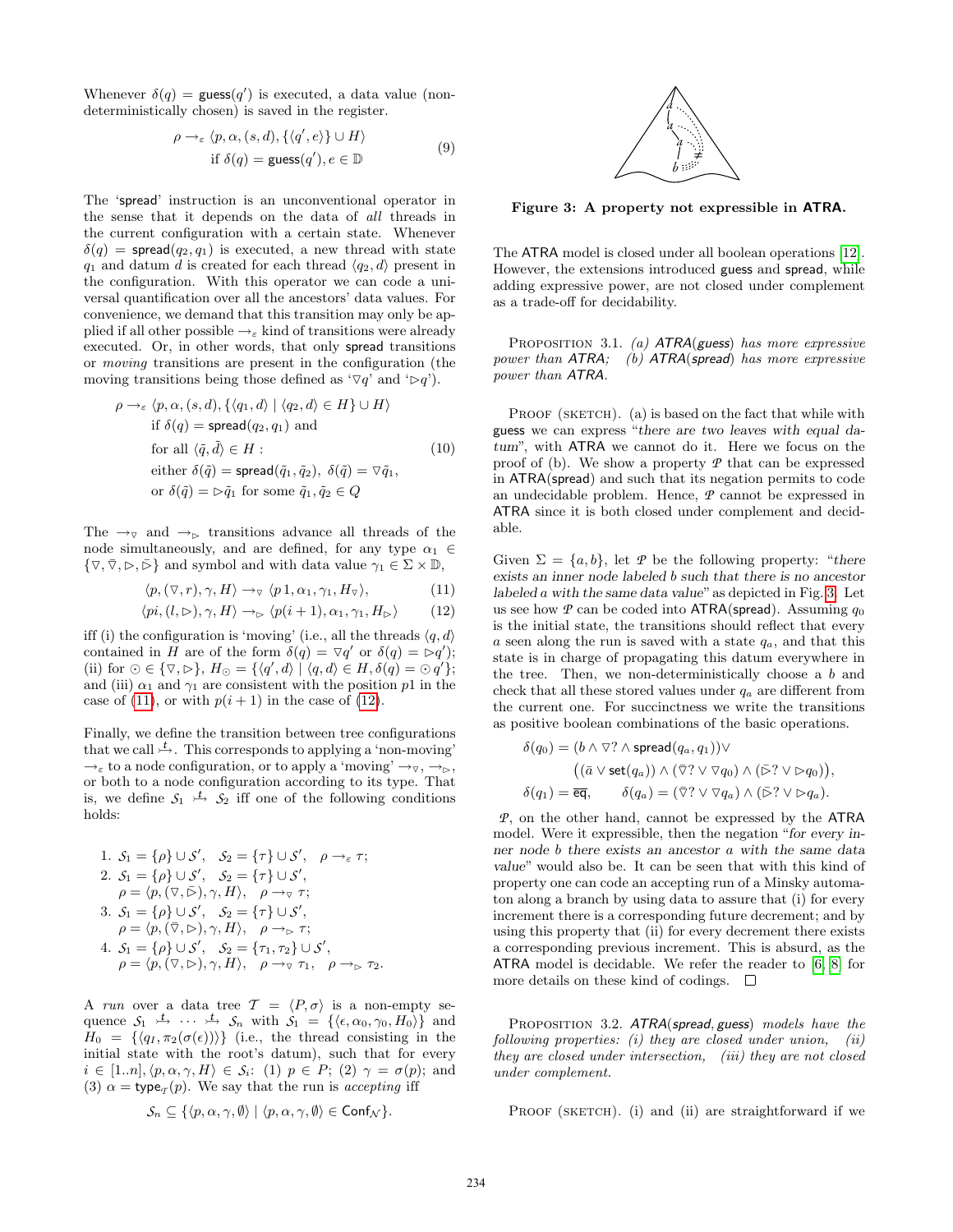Whenever $\delta(q) = \mathsf{guess}(q')$ is executed, a data value (non-deterministically chosen) is saved in the register.

$$\rho \to_\varepsilon \langle p, \alpha, (s,d), \{\langle q', e\rangle\} \cup H\rangle \quad \text{if } \delta(q) = \mathsf{guess}(q'), e \in \mathbb{D} \tag{9}$$

The '**spread**' instruction is an unconventional operator in the sense that it depends on the data of *all* threads in the current configuration with a certain state. Whenever $\delta(q) = \mathsf{spread}(q_2, q_1)$ is executed, a new thread with state $q_1$ and datum $d$ is created for each thread $\langle q_2, d\rangle$ present in the configuration. With this operator we can code a universal quantification over all the ancestors' data values. For convenience, we demand that this transition may only be applied if all other possible $\to_\varepsilon$ kind of transitions were already executed. Or, in other words, that only spread transitions or *moving* transitions are present in the configuration (the moving transitions being those defined as '$\triangledown q$' and '$\triangleright q$').

$$\begin{aligned}\rho \to_\varepsilon &\langle p, \alpha, (s,d), \{\langle q_1, d\rangle \mid \langle q_2, d\rangle \in H\} \cup H\rangle \\ &\text{if } \delta(q) = \mathsf{spread}(q_2, q_1) \text{ and} \\ &\text{for all } \langle \tilde{q}, \tilde{d}\rangle \in H: \\ &\text{either } \delta(\tilde{q}) = \mathsf{spread}(\tilde{q}_1, \tilde{q}_2),\ \delta(\tilde{q}) = \triangledown \tilde{q}_1, \\ &\text{or } \delta(\tilde{q}) = \triangleright \tilde{q}_1 \text{ for some } \tilde{q}_1, \tilde{q}_2 \in Q\end{aligned} \tag{10}$$

The $\to_\triangledown$ and $\to_\triangleright$ transitions advance all threads of the node simultaneously, and are defined, for any type $\alpha_1 \in \{\triangledown, \bar{\triangledown}, \triangleright, \bar{\triangleright}\}$ and symbol and with data value $\gamma_1 \in \Sigma \times \mathbb{D}$,

$$\langle p, (\triangledown, r), \gamma, H\rangle \to_\triangledown \langle p\,1, \alpha_1, \gamma_1, H_\triangledown\rangle, \tag{11}$$

$$\langle pi, (l, \triangleright), \gamma, H\rangle \to_\triangleright \langle p(i+1), \alpha_1, \gamma_1, H_\triangleright\rangle \tag{12}$$

iff (i) the configuration is 'moving' (i.e., all the threads $\langle q, d\rangle$ contained in $H$ are of the form $\delta(q) = \triangledown q'$ or $\delta(q) = \triangleright q'$); (ii) for $\odot \in \{\triangledown, \triangleright\}$, $H_\odot = \{\langle q', d\rangle \mid \langle q, d\rangle \in H, \delta(q) = \odot q'\}$; and (iii) $\alpha_1$ and $\gamma_1$ are consistent with the position $p1$ in the case of (11), or with $p(i+1)$ in the case of (12).

Finally, we define the transition between tree configurations that we call $\overset{t}{\rightarrowtail}$. This corresponds to applying a 'non-moving' $\to_\varepsilon$ to a node configuration, or to apply a 'moving' $\to_\triangledown$, $\to_\triangleright$, or both to a node configuration according to its type. That is, we define $\mathcal{S}_1 \overset{t}{\rightarrowtail} \mathcal{S}_2$ iff one of the following conditions holds:

1. $\mathcal{S}_1 = \{\rho\} \cup \mathcal{S}'$, $\quad \mathcal{S}_2 = \{\tau\} \cup \mathcal{S}'$, $\quad \rho \to_\varepsilon \tau$;
2. $\mathcal{S}_1 = \{\rho\} \cup \mathcal{S}'$, $\quad \mathcal{S}_2 = \{\tau\} \cup \mathcal{S}'$, $\rho = \langle p, (\triangledown, \bar{\triangleright}), \gamma, H\rangle$, $\quad \rho \to_\triangledown \tau$;
3. $\mathcal{S}_1 = \{\rho\} \cup \mathcal{S}'$, $\quad \mathcal{S}_2 = \{\tau\} \cup \mathcal{S}'$, $\rho = \langle p, (\bar{\triangledown}, \triangleright), \gamma, H\rangle$, $\quad \rho \to_\triangleright \tau$;
4. $\mathcal{S}_1 = \{\rho\} \cup \mathcal{S}'$, $\quad \mathcal{S}_2 = \{\tau_1, \tau_2\} \cup \mathcal{S}'$, $\rho = \langle p, (\triangledown, \triangleright), \gamma, H\rangle$, $\quad \rho \to_\triangledown \tau_1$, $\quad \rho \to_\triangleright \tau_2$.

A *run* over a data tree $\mathcal{T} = \langle P, \sigma\rangle$ is a non-empty sequence $\mathcal{S}_1 \overset{t}{\rightarrowtail} \cdots \overset{t}{\rightarrowtail} \mathcal{S}_n$ with $\mathcal{S}_1 = \{\langle \epsilon, \alpha_0, \gamma_0, H_0\rangle\}$ and $H_0 = \{\langle q_I, \pi_2(\sigma(\epsilon))\rangle\}$ (i.e., the thread consisting in the initial state with the root's datum), such that for every $i \in [1..n]$, $\langle p, \alpha, \gamma, H\rangle \in \mathcal{S}_i$: (1) $p \in P$; (2) $\gamma = \sigma(p)$; and (3) $\alpha = \mathsf{type}_\mathcal{T}(p)$. We say that the run is *accepting* iff

$$\mathcal{S}_n \subseteq \{\langle p, \alpha, \gamma, \emptyset\rangle \mid \langle p, \alpha, \gamma, \emptyset\rangle \in \mathsf{Conf}_\mathcal{N}\}.$$

**Figure 3: A property not expressible in ATRA.**

The ATRA model is closed under all boolean operations [12]. However, the extensions introduced guess and spread, while adding expressive power, are not closed under complement as a trade-off for decidability.

Proposition 3.1. *(a) ATRA(guess) has more expressive power than ATRA; (b) ATRA(spread) has more expressive power than ATRA.*

Proof (sketch). (a) is based on the fact that while with guess we can express "*there are two leaves with equal datum*", with ATRA we cannot do it. Here we focus on the proof of (b). We show a property $\mathcal{P}$ that can be expressed in ATRA(spread) and such that its negation permits to code an undecidable problem. Hence, $\mathcal{P}$ cannot be expressed in ATRA since it is both closed under complement and decidable.

Given $\Sigma = \{a, b\}$, let $\mathcal{P}$ be the following property: "*there exists an inner node labeled b such that there is no ancestor labeled a with the same data value*" as depicted in Fig. 3. Let us see how $\mathcal{P}$ can be coded into ATRA(spread). Assuming $q_0$ is the initial state, the transitions should reflect that every $a$ seen along the run is saved with a state $q_a$, and that this state is in charge of propagating this datum everywhere in the tree. Then, we non-deterministically choose a $b$ and check that all these stored values under $q_a$ are different from the current one. For succinctness we write the transitions as positive boolean combinations of the basic operations.

$$\begin{aligned}\delta(q_0) &= (b \wedge \triangledown? \wedge \mathsf{spread}(q_a, q_1)) \vee \\ &\quad \big((\bar{a} \vee \mathsf{set}(q_a)) \wedge (\bar{\triangledown}? \vee \triangledown q_0) \wedge (\bar{\triangleright}? \vee \triangleright q_0)\big), \\ \delta(q_1) &= \overline{\mathsf{eq}}, \qquad \delta(q_a) = (\bar{\triangledown}? \vee \triangledown q_a) \wedge (\bar{\triangleright}? \vee \triangleright q_a).\end{aligned}$$

$\mathcal{P}$, on the other hand, cannot be expressed by the ATRA model. Were it expressible, then the negation "*for every inner node b there exists an ancestor a with the same data value*" would also be. It can be seen that with this kind of property one can code an accepting run of a Minsky automaton along a branch by using data to assure that (i) for every increment there is a corresponding future decrement; and by using this property that (ii) for every decrement there exists a corresponding previous increment. This is absurd, as the ATRA model is decidable. We refer the reader to [6, 8] for more details on these kind of codings. ☐

Proposition 3.2. *ATRA(spread, guess) models have the following properties: (i) they are closed under union, (ii) they are closed under intersection, (iii) they are not closed under complement.*

Proof (sketch). (i) and (ii) are straightforward if we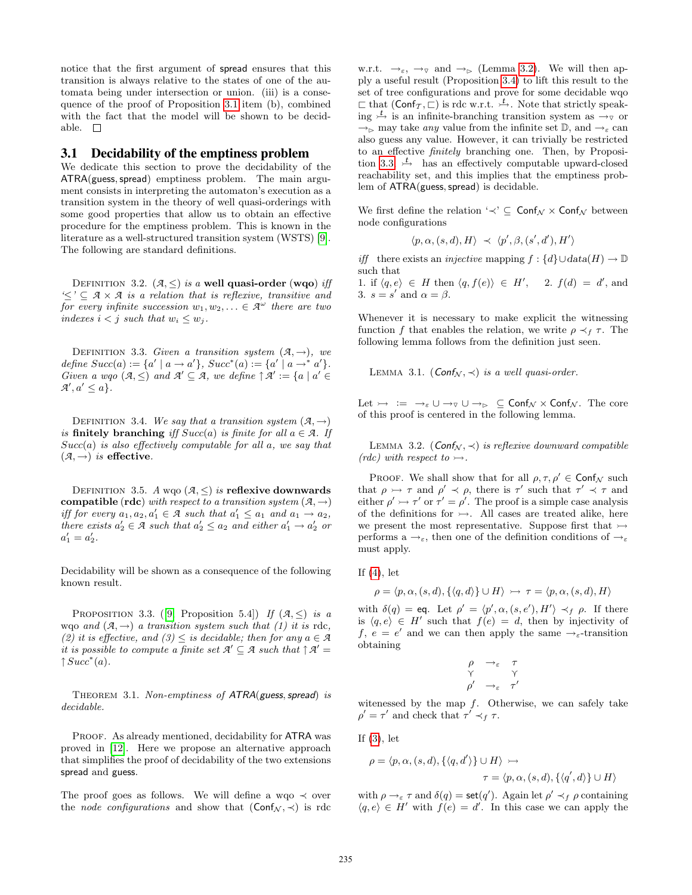notice that the first argument of spread ensures that this transition is always relative to the states of one of the automata being under intersection or union. (iii) is a consequence of the proof of Proposition 3.1 item (b), combined with the fact that the model will be shown to be decidable. $\square$

## 3.1 Decidability of the emptiness problem

We dedicate this section to prove the decidability of the ATRA(guess, spread) emptiness problem. The main argument consists in interpreting the automaton's execution as a transition system in the theory of well quasi-orderings with some good properties that allow us to obtain an effective procedure for the emptiness problem. This is known in the literature as a well-structured transition system (WSTS) [9]. The following are standard definitions.

Definition 3.2. *$(\mathcal{A}, \leq)$ is a* **well quasi-order (wqo)** *iff '$\leq$' $\subseteq \mathcal{A} \times \mathcal{A}$ is a relation that is reflexive, transitive and for every infinite succession $w_1, w_2, \ldots \in \mathcal{A}^\omega$ there are two indexes $i < j$ such that $w_i \leq w_j$.*

Definition 3.3. *Given a transition system $(\mathcal{A}, \to)$, we define $Succ(a) := \{a' \mid a \to a'\}$, $Succ^*(a) := \{a' \mid a \to^* a'\}$. Given a wqo $(\mathcal{A}, \leq)$ and $\mathcal{A}' \subseteq \mathcal{A}$, we define $\uparrow \mathcal{A}' := \{a \mid a' \in \mathcal{A}', a' \leq a\}$.*

Definition 3.4. *We say that a transition system $(\mathcal{A}, \to)$ is* **finitely branching** *iff $Succ(a)$ is finite for all $a \in \mathcal{A}$. If $Succ(a)$ is also effectively computable for all $a$, we say that $(\mathcal{A}, \to)$ is* **effective**.

Definition 3.5. *A wqo $(\mathcal{A}, \leq)$ is* **reflexive downwards compatible (rdc)** *with respect to a transition system $(\mathcal{A}, \to)$ iff for every $a_1, a_2, a_1' \in \mathcal{A}$ such that $a_1' \leq a_1$ and $a_1 \to a_2$, there exists $a_2' \in \mathcal{A}$ such that $a_2' \leq a_2$ and either $a_1' \to a_2'$ or $a_1' = a_2'$.*

Decidability will be shown as a consequence of the following known result.

Proposition 3.3. ([9, Proposition 5.4]) *If $(\mathcal{A}, \leq)$ is a wqo and $(\mathcal{A}, \to)$ a transition system such that (1) it is rdc, (2) it is effective, and (3) $\leq$ is decidable; then for any $a \in \mathcal{A}$ it is possible to compute a finite set $\mathcal{A}' \subseteq \mathcal{A}$ such that $\uparrow \mathcal{A}' = \uparrow Succ^*(a)$.*

Theorem 3.1. *Non-emptiness of ATRA(guess, spread) is decidable.*

Proof. As already mentioned, decidability for ATRA was proved in [12]. Here we propose an alternative approach that simplifies the proof of decidability of the two extensions spread and guess.

The proof goes as follows. We will define a wqo $\prec$ over the *node configurations* and show that $(\mathsf{Conf}_\mathcal{N}, \prec)$ is rdc w.r.t. $\to_\varepsilon$, $\to_\triangledown$ and $\to_\triangleright$ (Lemma 3.2). We will then apply a useful result (Proposition 3.4) to lift this result to the set of tree configurations and prove for some decidable wqo $\sqsubset$ that $(\mathsf{Conf}_\mathcal{T}, \sqsubset)$ is rdc w.r.t. $\overset{t}{\rightarrowtail}$. Note that strictly speaking $\overset{t}{\rightarrowtail}$ is an infinite-branching transition system as $\to_\triangledown$ or $\to_\triangleright$ may take *any* value from the infinite set $\mathbb{D}$, and $\to_\varepsilon$ can also guess any value. However, it can trivially be restricted to an effective *finitely* branching one. Then, by Proposition 3.3 $\overset{t}{\rightarrowtail}$ has an effectively computable upward-closed reachability set, and this implies that the emptiness problem of ATRA(guess, spread) is decidable.

We first define the relation '$\prec$' $\subseteq \mathsf{Conf}_\mathcal{N} \times \mathsf{Conf}_\mathcal{N}$ between node configurations

$$\langle p, \alpha, (s, d), H\rangle \prec \langle p', \beta, (s', d'), H'\rangle$$

*iff* there exists an *injective* mapping $f : \{d\} \cup \mathrm{data}(H) \to \mathbb{D}$ such that
1. if $\langle q, e\rangle \in H$ then $\langle q, f(e)\rangle \in H'$, 2. $f(d) = d'$, and 3. $s = s'$ and $\alpha = \beta$.

Whenever it is necessary to make explicit the witnessing function $f$ that enables the relation, we write $\rho \prec_f \tau$. The following lemma follows from the definition just seen.

Lemma 3.1. *$(\mathsf{Conf}_\mathcal{N}, \prec)$ is a well quasi-order.*

Let $\rightarrowtail \; := \; \to_\varepsilon \cup \to_\triangledown \cup \to_\triangleright \; \subseteq \mathsf{Conf}_\mathcal{N} \times \mathsf{Conf}_\mathcal{N}$. The core of this proof is centered in the following lemma.

Lemma 3.2. *$(\mathsf{Conf}_\mathcal{N}, \prec)$ is reflexive downward compatible (rdc) with respect to $\rightarrowtail$.*

Proof. We shall show that for all $\rho, \tau, \rho' \in \mathsf{Conf}_\mathcal{N}$ such that $\rho \rightarrowtail \tau$ and $\rho' \prec \rho$, there is $\tau'$ such that $\tau' \prec \tau$ and either $\rho' \rightarrowtail \tau'$ or $\tau' = \rho'$. The proof is a simple case analysis of the definitions for $\rightarrowtail$. All cases are treated alike, here we present the most representative. Suppose first that $\rightarrowtail$ performs a $\to_\varepsilon$, then one of the definition conditions of $\to_\varepsilon$ must apply.

If (4), let

$$\rho = \langle p, \alpha, (s, d), \{\langle q, d\rangle\} \cup H\rangle \rightarrowtail \tau = \langle p, \alpha, (s, d), H\rangle$$

with $\delta(q) = \mathsf{eq}$. Let $\rho' = \langle p', \alpha, (s, e'), H'\rangle \prec_f \rho$. If there is $\langle q, e\rangle \in H'$ such that $f(e) = d$, then by injectivity of $f$, $e = e'$ and we can then apply the same $\to_\varepsilon$-transition obtaining

$$\begin{array}{ccc} \rho & \to_\varepsilon & \tau \\ \curlyvee & & \curlyvee \\ \rho' & \to_\varepsilon & \tau' \end{array}$$

witenessed by the map $f$. Otherwise, we can safely take $\rho' = \tau'$ and check that $\tau' \prec_f \tau$.

If (3), let

$$\rho = \langle p, \alpha, (s, d), \{\langle q, d'\rangle\} \cup H\rangle \rightarrowtail \tau = \langle p, \alpha, (s, d), \{\langle q', d\rangle\} \cup H\rangle$$

with $\rho \to_\varepsilon \tau$ and $\delta(q) = \mathsf{set}(q')$. Again let $\rho' \prec_f \rho$ containing $\langle q, e\rangle \in H'$ with $f(e) = d'$. In this case we can apply the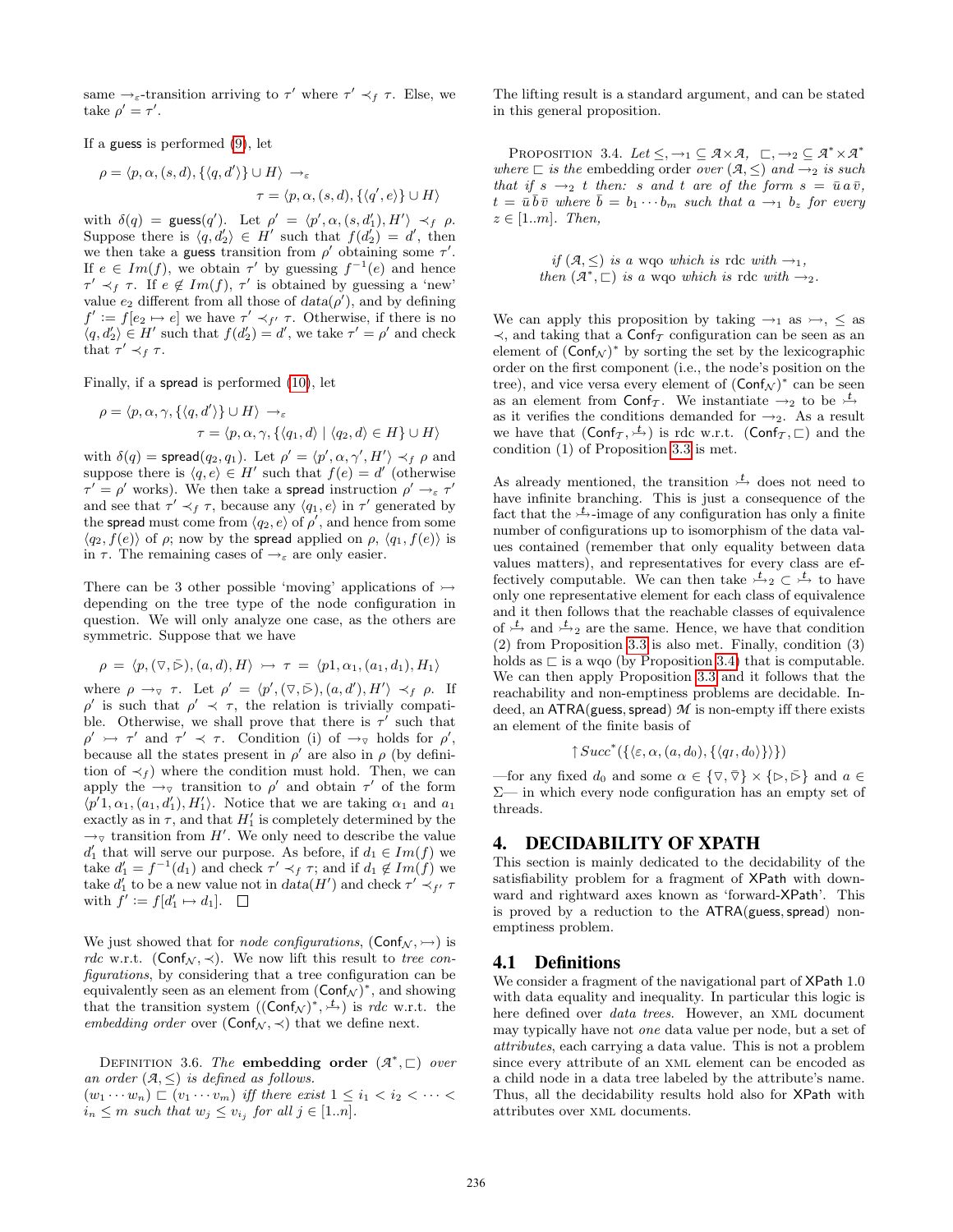same $\rightarrow_\varepsilon$-transition arriving to $\tau'$ where $\tau' \prec_f \tau$. Else, we take $\rho' = \tau'$.

If a guess is performed (9), let

$$\rho = \langle p, \alpha, (s,d), \{\langle q, d'\rangle\} \cup H\rangle \rightarrow_\varepsilon \tau = \langle p, \alpha, (s,d), \{\langle q', e\rangle\} \cup H\rangle$$

with $\delta(q) = \mathsf{guess}(q')$. Let $\rho' = \langle p', \alpha, (s, d_1'), H'\rangle \prec_f \rho$. Suppose there is $\langle q, d_2'\rangle \in H'$ such that $f(d_2') = d'$, then we then take a guess transition from $\rho'$ obtaining some $\tau'$. If $e \in Im(f)$, we obtain $\tau'$ by guessing $f^{-1}(e)$ and hence $\tau' \prec_f \tau$. If $e \notin Im(f)$, $\tau'$ is obtained by guessing a 'new' value $e_2$ different from all those of $data(\rho')$, and by defining $f' := f[e_2 \mapsto e]$ we have $\tau' \prec_{f'} \tau$. Otherwise, if there is no $\langle q, d_2'\rangle \in H'$ such that $f(d_2') = d'$, we take $\tau' = \rho'$ and check that $\tau' \prec_f \tau$.

Finally, if a spread is performed (10), let

$$\rho = \langle p, \alpha, \gamma, \{\langle q, d'\rangle\} \cup H\rangle \rightarrow_\varepsilon \tau = \langle p, \alpha, \gamma, \{\langle q_1, d\rangle \mid \langle q_2, d\rangle \in H\} \cup H\rangle$$

with $\delta(q) = \mathsf{spread}(q_2, q_1)$. Let $\rho' = \langle p', \alpha, \gamma', H'\rangle \prec_f \rho$ and suppose there is $\langle q, e\rangle \in H'$ such that $f(e) = d'$ (otherwise $\tau' = \rho'$ works). We then take a spread instruction $\rho' \rightarrow_\varepsilon \tau'$ and see that $\tau' \prec_f \tau$, because any $\langle q_1, e\rangle$ in $\tau'$ generated by the spread must come from $\langle q_2, e\rangle$ of $\rho'$, and hence from some $\langle q_2, f(e)\rangle$ of $\rho$; now by the spread applied on $\rho$, $\langle q_1, f(e)\rangle$ is in $\tau$. The remaining cases of $\rightarrow_\varepsilon$ are only easier.

There can be 3 other possible 'moving' applications of $\rightarrowtail$ depending on the tree type of the node configuration in question. We will only analyze one case, as the others are symmetric. Suppose that we have

$$\rho = \langle p, (\triangledown, \bar{\triangleright}), (a,d), H\rangle \rightarrowtail \tau = \langle p1, \alpha_1, (a_1, d_1), H_1\rangle$$

where $\rho \rightarrow_\triangledown \tau$. Let $\rho' = \langle p', (\triangledown, \bar{\triangleright}), (a, d'), H'\rangle \prec_f \rho$. If $\rho'$ is such that $\rho' \prec \tau$, the relation is trivially compatible. Otherwise, we shall prove that there is $\tau'$ such that $\rho' \rightarrowtail \tau'$ and $\tau' \prec \tau$. Condition (i) of $\rightarrow_\triangledown$ holds for $\rho'$, because all the states present in $\rho'$ are also in $\rho$ (by definition of $\prec_f$) where the condition must hold. Then, we can apply the $\rightarrow_\triangledown$ transition to $\rho'$ and obtain $\tau'$ of the form $\langle p'1, \alpha_1, (a_1, d_1'), H_1'\rangle$. Notice that we are taking $\alpha_1$ and $a_1$ exactly as in $\tau$, and that $H_1'$ is completely determined by the $\rightarrow_\triangledown$ transition from $H'$. We only need to describe the value $d_1'$ that will serve our purpose. As before, if $d_1 \in Im(f)$ we take $d_1' = f^{-1}(d_1)$ and check $\tau' \prec_f \tau$; and if $d_1 \notin Im(f)$ we take $d_1'$ to be a new value not in $data(H')$ and check $\tau' \prec_{f'} \tau$ with $f' := f[d_1' \mapsto d_1]$. $\square$

We just showed that for *node configurations*, $(\mathsf{Conf}_\mathcal{N}, \rightarrowtail)$ is *rdc* w.r.t. $(\mathsf{Conf}_\mathcal{N}, \prec)$. We now lift this result to *tree configurations*, by considering that a tree configuration can be equivalently seen as an element from $(\mathsf{Conf}_\mathcal{N})^*$, and showing that the transition system $((\mathsf{Conf}_\mathcal{N})^*, \overset{t}{\rightarrowtail})$ is *rdc* w.r.t. the *embedding order* over $(\mathsf{Conf}_\mathcal{N}, \prec)$ that we define next.

Definition 3.6. *The* **embedding order** $(\mathcal{A}^*, \sqsubset)$ *over an order* $(\mathcal{A}, \leq)$ *is defined as follows.*
$(w_1 \cdots w_n) \sqsubset (v_1 \cdots v_m)$ *iff there exist* $1 \leq i_1 < i_2 < \cdots < i_n \leq m$ *such that* $w_j \leq v_{i_j}$ *for all* $j \in [1..n]$.

The lifting result is a standard argument, and can be stated in this general proposition.

Proposition 3.4. *Let* $\leq, \rightarrow_1 \subseteq \mathcal{A} \times \mathcal{A}$, $\sqsubset, \rightarrow_2 \subseteq \mathcal{A}^* \times \mathcal{A}^*$ *where* $\sqsubset$ *is the embedding order over* $(\mathcal{A}, \leq)$ *and* $\rightarrow_2$ *is such that if* $s \rightarrow_2 t$ *then:* $s$ *and* $t$ *are of the form* $s = \bar{u}\, a\, \bar{v}$, $t = \bar{u}\, \bar{b}\, \bar{v}$ *where* $\bar{b} = b_1 \cdots b_m$ *such that* $a \rightarrow_1 b_z$ *for every* $z \in [1..m]$. *Then,*

*if* $(\mathcal{A}, \leq)$ *is a wqo which is* rdc *with* $\rightarrow_1$,
*then* $(\mathcal{A}^*, \sqsubset)$ *is a wqo which is* rdc *with* $\rightarrow_2$.

We can apply this proposition by taking $\rightarrow_1$ as $\rightarrowtail$, $\leq$ as $\prec$, and taking that a $\mathsf{Conf}_\mathcal{T}$ configuration can be seen as an element of $(\mathsf{Conf}_\mathcal{N})^*$ by sorting the set by the lexicographic order on the first component (i.e., the node's position on the tree), and vice versa every element of $(\mathsf{Conf}_\mathcal{N})^*$ can be seen as an element from $\mathsf{Conf}_\mathcal{T}$. We instantiate $\rightarrow_2$ to be $\overset{t}{\rightarrowtail}$ as it verifies the conditions demanded for $\rightarrow_2$. As a result we have that $(\mathsf{Conf}_\mathcal{T}, \overset{t}{\rightarrowtail})$ is rdc w.r.t. $(\mathsf{Conf}_\mathcal{T}, \sqsubset)$ and the condition (1) of Proposition 3.3 is met.

As already mentioned, the transition $\overset{t}{\rightarrowtail}$ does not need to have infinite branching. This is just a consequence of the fact that the $\overset{t}{\rightarrowtail}$-image of any configuration has only a finite number of configurations up to isomorphism of the data values contained (remember that only equality between data values matters), and representatives for every class are effectively computable. We can then take $\overset{t}{\rightarrowtail}_2 \subset \overset{t}{\rightarrowtail}$ to have only one representative element for each class of equivalence and it then follows that the reachable classes of equivalence of $\overset{t}{\rightarrowtail}$ and $\overset{t}{\rightarrowtail}_2$ are the same. Hence, we have that condition (2) from Proposition 3.3 is also met. Finally, condition (3) holds as $\sqsubset$ is a wqo (by Proposition 3.4) that is computable. We can then apply Proposition 3.3 and it follows that the reachability and non-emptiness problems are decidable. Indeed, an $\mathsf{ATRA}(\mathsf{guess}, \mathsf{spread})$ $\mathcal{M}$ is non-empty iff there exists an element of the finite basis of

$$\uparrow Succ^*(\{\langle \varepsilon, \alpha, (a, d_0), \{\langle q_I, d_0\rangle\}\}\})$$

—for any fixed $d_0$ and some $\alpha \in \{\triangledown, \bar{\triangledown}\} \times \{\triangleright, \bar{\triangleright}\}$ and $a \in \Sigma$— in which every node configuration has an empty set of threads.

# 4. DECIDABILITY OF XPATH

This section is mainly dedicated to the decidability of the satisfiability problem for a fragment of XPath with downward and rightward axes known as 'forward-XPath'. This is proved by a reduction to the $\mathsf{ATRA}(\mathsf{guess}, \mathsf{spread})$ non-emptiness problem.

## 4.1 Definitions

We consider a fragment of the navigational part of XPath 1.0 with data equality and inequality. In particular this logic is here defined over *data trees*. However, an XML document may typically have not *one* data value per node, but a set of *attributes*, each carrying a data value. This is not a problem since every attribute of an XML element can be encoded as a child node in a data tree labeled by the attribute's name. Thus, all the decidability results hold also for XPath with attributes over XML documents.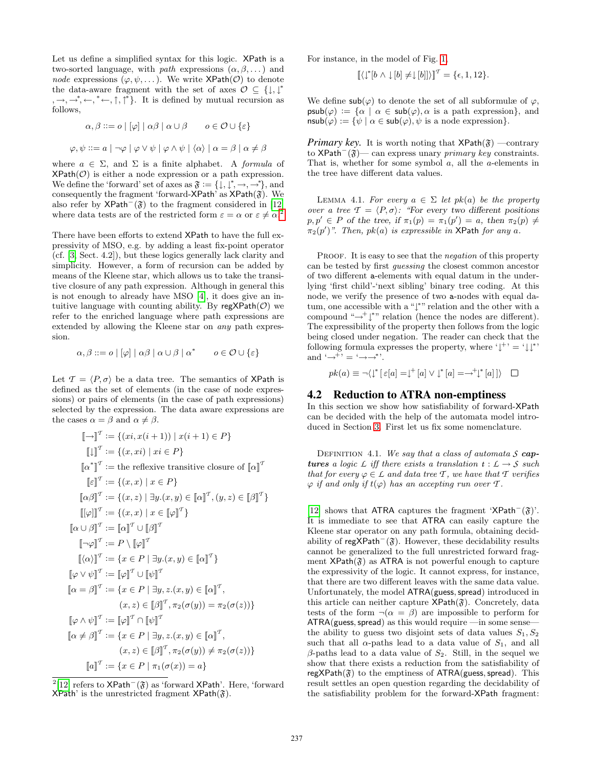Let us define a simplified syntax for this logic. XPath is a two-sorted language, with *path* expressions $(\alpha, \beta, \dots)$ and *node* expressions $(\varphi, \psi, \dots)$. We write $\mathsf{XPath}(\mathcal{O})$ to denote the data-aware fragment with the set of axes $\mathcal{O} \subseteq \{\downarrow, \downarrow^*, \rightarrow, \rightarrow^*, \leftarrow, {}^*\!\!\leftarrow, \uparrow, \uparrow^*\}$. It is defined by mutual recursion as follows,

$$\alpha, \beta ::= o \mid [\varphi] \mid \alpha\beta \mid \alpha \cup \beta \qquad o \in \mathcal{O} \cup \{\varepsilon\}$$

$$\varphi, \psi ::= a \mid \neg\varphi \mid \varphi \vee \psi \mid \varphi \wedge \psi \mid \langle\alpha\rangle \mid \alpha = \beta \mid \alpha \neq \beta$$

where $a \in \Sigma$, and $\Sigma$ is a finite alphabet. A *formula* of $\mathsf{XPath}(\mathcal{O})$ is either a node expression or a path expression. We define the 'forward' set of axes as $\mathfrak{F} := \{\downarrow, \downarrow^*, \rightarrow, \rightarrow^*\}$, and consequently the fragment 'forward-XPath' as $\mathsf{XPath}(\mathfrak{F})$. We also refer by $\mathsf{XPath}^-(\mathfrak{F})$ to the fragment considered in [12] where data tests are of the restricted form $\varepsilon = \alpha$ or $\varepsilon \neq \alpha$.[2]

There have been efforts to extend XPath to have the full expressivity of MSO, e.g. by adding a least fix-point operator (cf. [3, Sect. 4.2]), but these logics generally lack clarity and simplicity. However, a form of recursion can be added by means of the Kleene star, which allows us to take the transitive closure of any path expression. Although in general this is not enough to already have MSO [4], it does give an intuitive language with counting ability. By $\mathsf{regXPath}(\mathcal{O})$ we refer to the enriched language where path expressions are extended by allowing the Kleene star on *any* path expression.

$$\alpha, \beta ::= o \mid [\varphi] \mid \alpha\beta \mid \alpha \cup \beta \mid \alpha^* \qquad o \in \mathcal{O} \cup \{\varepsilon\}$$

Let $\mathcal{T} = \langle P, \sigma \rangle$ be a data tree. The semantics of XPath is defined as the set of elements (in the case of node expressions) or pairs of elements (in the case of path expressions) selected by the expression. The data aware expressions are the cases $\alpha = \beta$ and $\alpha \neq \beta$.

$$\begin{aligned}
[\![\rightarrow]\!]^{\mathcal{T}} &:= \{(xi, x(i+1)) \mid x(i+1) \in P\} \\
[\![\downarrow]\!]^{\mathcal{T}} &:= \{(x, xi) \mid xi \in P\} \\
[\![\alpha^*]\!]^{\mathcal{T}} &:= \text{the reflexive transitive closure of } [\![\alpha]\!]^{\mathcal{T}} \\
[\![\varepsilon]\!]^{\mathcal{T}} &:= \{(x, x) \mid x \in P\} \\
[\![\alpha\beta]\!]^{\mathcal{T}} &:= \{(x, z) \mid \exists y.(x, y) \in [\![\alpha]\!]^{\mathcal{T}}, (y, z) \in [\![\beta]\!]^{\mathcal{T}}\} \\
[\![[\varphi]]\!]^{\mathcal{T}} &:= \{(x, x) \mid x \in [\![\varphi]\!]^{\mathcal{T}}\} \\
[\![\alpha \cup \beta]\!]^{\mathcal{T}} &:= [\![\alpha]\!]^{\mathcal{T}} \cup [\![\beta]\!]^{\mathcal{T}} \\
[\![\neg\varphi]\!]^{\mathcal{T}} &:= P \setminus [\![\varphi]\!]^{\mathcal{T}} \\
[\![\langle\alpha\rangle]\!]^{\mathcal{T}} &:= \{x \in P \mid \exists y.(x, y) \in [\![\alpha]\!]^{\mathcal{T}}\} \\
[\![\varphi \vee \psi]\!]^{\mathcal{T}} &:= [\![\varphi]\!]^{\mathcal{T}} \cup [\![\psi]\!]^{\mathcal{T}} \\
[\![\alpha = \beta]\!]^{\mathcal{T}} &:= \{x \in P \mid \exists y, z.(x, y) \in [\![\alpha]\!]^{\mathcal{T}}, \\
&\qquad (x, z) \in [\![\beta]\!]^{\mathcal{T}}, \pi_2(\sigma(y)) = \pi_2(\sigma(z))\} \\
[\![\varphi \wedge \psi]\!]^{\mathcal{T}} &:= [\![\varphi]\!]^{\mathcal{T}} \cap [\![\psi]\!]^{\mathcal{T}} \\
[\![\alpha \neq \beta]\!]^{\mathcal{T}} &:= \{x \in P \mid \exists y, z.(x, y) \in [\![\alpha]\!]^{\mathcal{T}}, \\
&\qquad (x, z) \in [\![\beta]\!]^{\mathcal{T}}, \pi_2(\sigma(y)) \neq \pi_2(\sigma(z))\} \\
[\![a]\!]^{\mathcal{T}} &:= \{x \in P \mid \pi_1(\sigma(x)) = a\}
\end{aligned}$$

[2] [12] refers to $\mathsf{XPath}^-(\mathfrak{F})$ as 'forward XPath'. Here, 'forward XPath' is the unrestricted fragment $\mathsf{XPath}(\mathfrak{F})$.

For instance, in the model of Fig. 1,

$$[\![\langle\downarrow^*[b \wedge \downarrow[b] \neq \downarrow[b]]\rangle]\!]^{\mathcal{T}} = \{\epsilon, 1, 12\}.$$

We define $\mathsf{sub}(\varphi)$ to denote the set of all subformulæ of $\varphi$, $\mathsf{psub}(\varphi) := \{\alpha \mid \alpha \in \mathsf{sub}(\varphi), \alpha \text{ is a path expression}\}$, and $\mathsf{nsub}(\varphi) := \{\psi \mid \alpha \in \mathsf{sub}(\varphi), \psi \text{ is a node expression}\}$.

***Primary key.*** It is worth noting that $\mathsf{XPath}(\mathfrak{F})$ —contrary to $\mathsf{XPath}^-(\mathfrak{F})$— can express unary *primary key* constraints. That is, whether for some symbol $a$, all the $a$-elements in the tree have different data values.

LEMMA 4.1. *For every $a \in \Sigma$ let $pk(a)$ be the property over a tree $\mathcal{T} = \langle P, \sigma \rangle$: "For every two different positions $p, p' \in P$ of the tree, if $\pi_1(p) = \pi_1(p') = a$, then $\pi_2(p) \neq \pi_2(p')$". Then, $pk(a)$ is expressible in XPath for any $a$.*

PROOF. It is easy to see that the *negation* of this property can be tested by first *guessing* the closest common ancestor of two different a-elements with equal datum in the underlying 'first child'-'next sibling' binary tree coding. At this node, we verify the presence of two a-nodes with equal datum, one accessible with a "$\downarrow^*$" relation and the other with a compound "$\rightarrow^+\downarrow^*$" relation (hence the nodes are different). The expressibility of the property then follows from the logic being closed under negation. The reader can check that the following formula expresses the property, where '$\downarrow^+$' = '$\downarrow\downarrow^*$' and '$\rightarrow^+$' = '$\rightarrow\rightarrow^*$'.

$$pk(a) \equiv \neg\langle\downarrow^*[\,\varepsilon[a] = \downarrow^+[a] \vee \downarrow^*[a] = \rightarrow^+\downarrow^*[a]\,]\rangle \quad \square$$

## 4.2 Reduction to ATRA non-emptiness

In this section we show how satisfiability of forward-XPath can be decided with the help of the automata model introduced in Section 3. First let us fix some nomenclature.

DEFINITION 4.1. *We say that a class of automata $\mathcal{S}$ **captures** a logic $\mathcal{L}$ iff there exists a translation $t : \mathcal{L} \to \mathcal{S}$ such that for every $\varphi \in \mathcal{L}$ and data tree $\mathcal{T}$, we have that $\mathcal{T}$ verifies $\varphi$ if and only if $t(\varphi)$ has an accepting run over $\mathcal{T}$.*

[12] shows that ATRA captures the fragment '$\mathsf{XPath}^-(\mathfrak{F})$'. It is immediate to see that ATRA can easily capture the Kleene star operator on any path formula, obtaining decidability of $\mathsf{regXPath}^-(\mathfrak{F})$. However, these decidability results cannot be generalized to the full unrestricted forward fragment $\mathsf{XPath}(\mathfrak{F})$ as ATRA is not powerful enough to capture the expressivity of the logic. It cannot express, for instance, that there are two different leaves with the same data value. Unfortunately, the model ATRA(guess, spread) introduced in this article can neither capture $\mathsf{XPath}(\mathfrak{F})$. Concretely, data tests of the form $\neg(\alpha = \beta)$ are impossible to perform for ATRA(guess, spread) as this would require —in some sense— the ability to guess two disjoint sets of data values $S_1, S_2$ such that all $\alpha$-paths lead to a data value of $S_1$, and all $\beta$-paths lead to a data value of $S_2$. Still, in the sequel we show that there exists a reduction from the satisfiability of $\mathsf{regXPath}(\mathfrak{F})$ to the emptiness of ATRA(guess, spread). This result settles an open question regarding the decidability of the satisfiability problem for the forward-XPath fragment: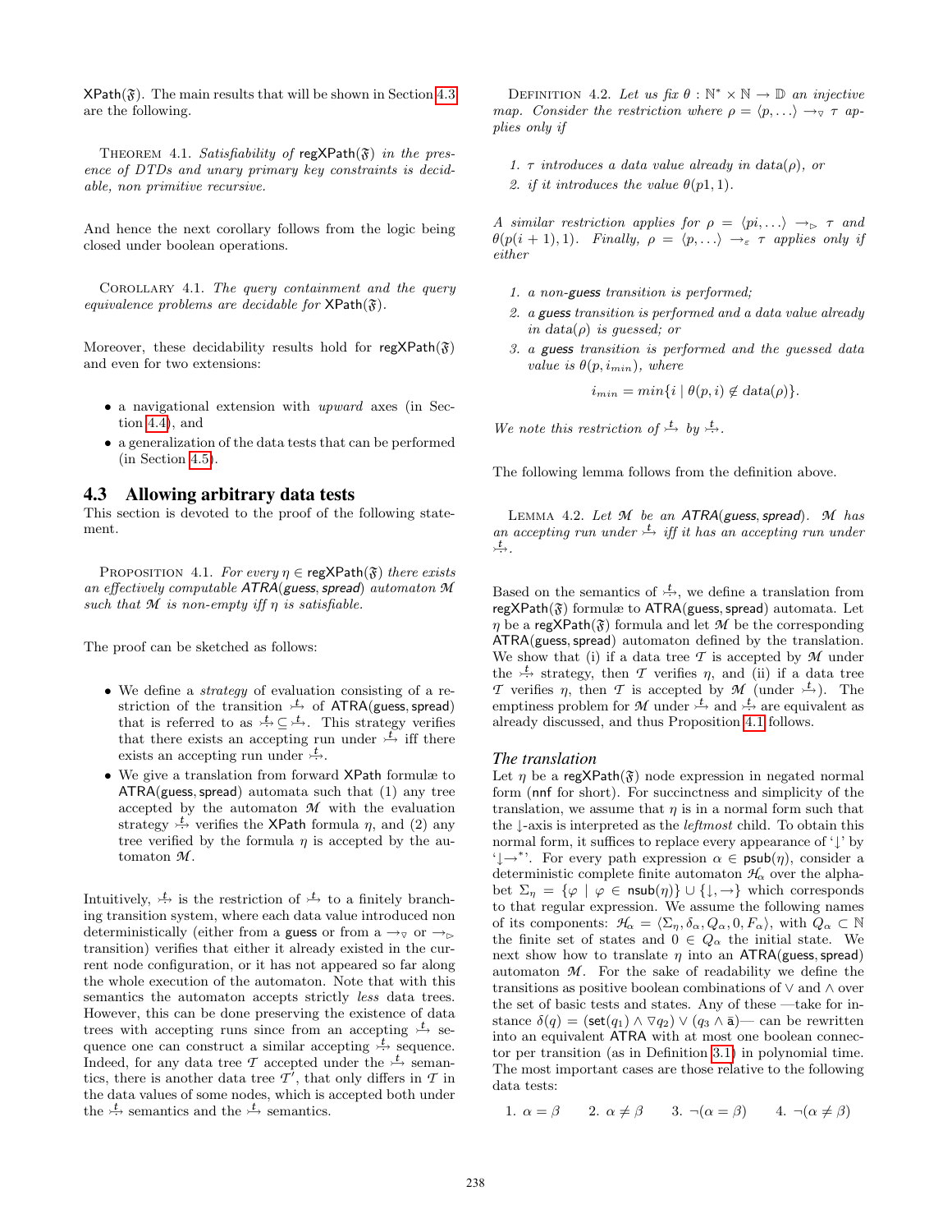XPath($\mathfrak{F}$). The main results that will be shown in Section 4.3 are the following.

THEOREM 4.1. *Satisfiability of* regXPath($\mathfrak{F}$) *in the presence of DTDs and unary primary key constraints is decidable, non primitive recursive.*

And hence the next corollary follows from the logic being closed under boolean operations.

COROLLARY 4.1. *The query containment and the query equivalence problems are decidable for* XPath($\mathfrak{F}$).

Moreover, these decidability results hold for regXPath($\mathfrak{F}$) and even for two extensions:

- a navigational extension with *upward* axes (in Section 4.4), and
- a generalization of the data tests that can be performed (in Section 4.5).

## 4.3 Allowing arbitrary data tests

This section is devoted to the proof of the following statement.

PROPOSITION 4.1. *For every $\eta \in$ regXPath($\mathfrak{F}$) there exists an effectively computable ATRA(guess, spread) automaton $\mathcal{M}$ such that $\mathcal{M}$ is non-empty iff $\eta$ is satisfiable.*

The proof can be sketched as follows:

- We define a *strategy* of evaluation consisting of a restriction of the transition $\overset{t}{\rightarrowtail}$ of ATRA(guess, spread) that is referred to as $\overset{t}{\rightsquigarrow} \subseteq \overset{t}{\rightarrowtail}$. This strategy verifies that there exists an accepting run under $\overset{t}{\rightarrowtail}$ iff there exists an accepting run under $\overset{t}{\rightsquigarrow}$.
- We give a translation from forward XPath formulæ to ATRA(guess, spread) automata such that (1) any tree accepted by the automaton $\mathcal{M}$ with the evaluation strategy $\overset{t}{\rightsquigarrow}$ verifies the XPath formula $\eta$, and (2) any tree verified by the formula $\eta$ is accepted by the automaton $\mathcal{M}$.

Intuitively, $\overset{t}{\rightsquigarrow}$ is the restriction of $\overset{t}{\rightarrowtail}$ to a finitely branching transition system, where each data value introduced non deterministically (either from a guess or from a $\rightarrow_\triangledown$ or $\rightarrow_\triangleright$ transition) verifies that either it already existed in the current node configuration, or it has not appeared so far along the whole execution of the automaton. Note that with this semantics the automaton accepts strictly *less* data trees. However, this can be done preserving the existence of data trees with accepting runs since from an accepting $\overset{t}{\rightarrowtail}$ sequence one can construct a similar accepting $\overset{t}{\rightsquigarrow}$ sequence. Indeed, for any data tree $\mathcal{T}$ accepted under the $\overset{t}{\rightarrowtail}$ semantics, there is another data tree $\mathcal{T}'$, that only differs in $\mathcal{T}$ in the data values of some nodes, which is accepted both under the $\overset{t}{\rightsquigarrow}$ semantics and the $\overset{t}{\rightarrowtail}$ semantics.

DEFINITION 4.2. *Let us fix $\theta : \mathbb{N}^* \times \mathbb{N} \to \mathbb{D}$ an injective map. Consider the restriction where $\rho = \langle p, \ldots \rangle \rightarrow_\triangledown \tau$ applies only if*

1. *$\tau$ introduces a data value already in data($\rho$), or*
2. *if it introduces the value $\theta(p1, 1)$.*

*A similar restriction applies for $\rho = \langle pi, \ldots \rangle \rightarrow_\triangleright \tau$ and $\theta(p(i+1), 1)$. Finally, $\rho = \langle p, \ldots \rangle \rightarrow_\varepsilon \tau$ applies only if either*

1. *a non-guess transition is performed;*
2. *a guess transition is performed and a data value already in data($\rho$) is guessed; or*
3. *a guess transition is performed and the guessed data value is $\theta(p, i_{min})$, where*

$$i_{min} = min\{i \mid \theta(p, i) \notin \text{data}(\rho)\}.$$

*We note this restriction of $\overset{t}{\rightarrowtail}$ by $\overset{t}{\rightsquigarrow}$.*

The following lemma follows from the definition above.

LEMMA 4.2. *Let $\mathcal{M}$ be an ATRA(guess, spread). $\mathcal{M}$ has an accepting run under $\overset{t}{\rightarrowtail}$ iff it has an accepting run under $\overset{t}{\rightsquigarrow}$.*

Based on the semantics of $\overset{t}{\rightsquigarrow}$, we define a translation from regXPath($\mathfrak{F}$) formulæ to ATRA(guess, spread) automata. Let $\eta$ be a regXPath($\mathfrak{F}$) formula and let $\mathcal{M}$ be the corresponding ATRA(guess, spread) automaton defined by the translation. We show that (i) if a data tree $\mathcal{T}$ is accepted by $\mathcal{M}$ under the $\overset{t}{\rightsquigarrow}$ strategy, then $\mathcal{T}$ verifies $\eta$, and (ii) if a data tree $\mathcal{T}$ verifies $\eta$, then $\mathcal{T}$ is accepted by $\mathcal{M}$ (under $\overset{t}{\rightarrowtail}$). The emptiness problem for $\mathcal{M}$ under $\overset{t}{\rightarrowtail}$ and $\overset{t}{\rightsquigarrow}$ are equivalent as already discussed, and thus Proposition 4.1 follows.

### *The translation*

Let $\eta$ be a regXPath($\mathfrak{F}$) node expression in negated normal form (nnf for short). For succinctness and simplicity of the translation, we assume that $\eta$ is in a normal form such that the $\downarrow$-axis is interpreted as the *leftmost* child. To obtain this normal form, it suffices to replace every appearance of '$\downarrow$' by '$\downarrow\rightarrow^*$'. For every path expression $\alpha \in$ psub($\eta$), consider a deterministic complete finite automaton $\mathcal{H}_\alpha$ over the alphabet $\Sigma_\eta = \{\varphi \mid \varphi \in \text{nsub}(\eta)\} \cup \{\downarrow, \rightarrow\}$ which corresponds to that regular expression. We assume the following names of its components: $\mathcal{H}_\alpha = \langle \Sigma_\eta, \delta_\alpha, Q_\alpha, 0, F_\alpha \rangle$, with $Q_\alpha \subset \mathbb{N}$ the finite set of states and $0 \in Q_\alpha$ the initial state. We next show how to translate $\eta$ into an ATRA(guess, spread) automaton $\mathcal{M}$. For the sake of readability we define the transitions as positive boolean combinations of $\vee$ and $\wedge$ over the set of basic tests and states. Any of these —take for instance $\delta(q) = (\text{set}(q_1) \wedge \triangledown q_2) \vee (q_3 \wedge \bar{\text{a}})$— can be rewritten into an equivalent ATRA with at most one boolean connector per transition (as in Definition 3.1) in polynomial time. The most important cases are those relative to the following data tests:

1. $\alpha = \beta$ 2. $\alpha \neq \beta$ 3. $\neg(\alpha = \beta)$ 4. $\neg(\alpha \neq \beta)$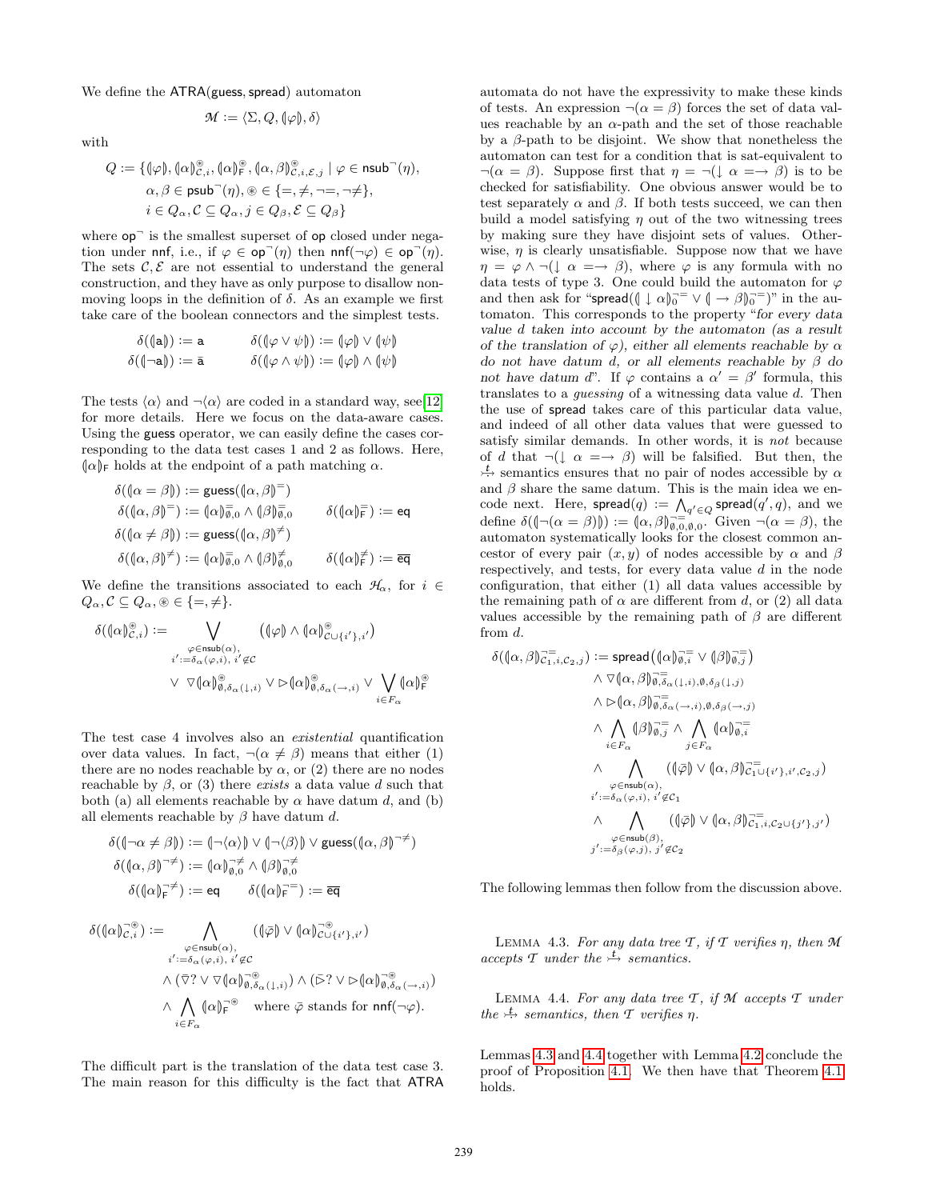We define the ATRA(guess, spread) automaton

$$\mathcal{M} := \langle \Sigma, Q, (\!|\varphi|\!), \delta \rangle$$

with

$$Q := \{(\!|\varphi|\!), (\!|\alpha|\!)^{\circledast}_{\mathcal{C},i}, (\!|\alpha|\!)^{\circledast}_{\mathsf{F}}, (\!|\alpha,\beta|\!)^{\circledast}_{\mathcal{C},i,\mathcal{E},j} \mid \varphi \in \mathsf{nsub}^{\neg}(\eta),$$
$$\alpha, \beta \in \mathsf{psub}^{\neg}(\eta), \circledast \in \{=, \neq, \neg=, \neg\neq\},$$
$$i \in Q_\alpha, \mathcal{C} \subseteq Q_\alpha, j \in Q_\beta, \mathcal{E} \subseteq Q_\beta\}$$

where $\mathsf{op}^{\neg}$ is the smallest superset of $\mathsf{op}$ closed under negation under $\mathsf{nnf}$, i.e., if $\varphi \in \mathsf{op}^{\neg}(\eta)$ then $\mathsf{nnf}(\neg\varphi) \in \mathsf{op}^{\neg}(\eta)$. The sets $\mathcal{C}, \mathcal{E}$ are not essential to understand the general construction, and they have as only purpose to disallow non-moving loops in the definition of $\delta$. As an example we first take care of the boolean connectors and the simplest tests.

$$\delta((\!|\mathsf{a}|\!)) := \mathsf{a} \qquad \delta((\!|\varphi \vee \psi|\!)) := (\!|\varphi|\!) \vee (\!|\psi|\!)$$
$$\delta((\!|\neg\mathsf{a}|\!)) := \bar{\mathsf{a}} \qquad \delta((\!|\varphi \wedge \psi|\!)) := (\!|\varphi|\!) \wedge (\!|\psi|\!)$$

The tests $\langle\alpha\rangle$ and $\neg\langle\alpha\rangle$ are coded in a standard way, see[12] for more details. Here we focus on the data-aware cases. Using the guess operator, we can easily define the cases corresponding to the data test cases 1 and 2 as follows. Here, $(\!|\alpha|\!)_{\mathsf{F}}$ holds at the endpoint of a path matching $\alpha$.

$$\delta((\!|\alpha = \beta|\!)) := \mathsf{guess}((\!|\alpha,\beta|\!)^{=})$$
$$\delta((\!|\alpha,\beta|\!)^{=}) := (\!|\alpha|\!)^{=}_{\emptyset,0} \wedge (\!|\beta|\!)^{=}_{\emptyset,0} \qquad \delta((\!|\alpha|\!)^{=}_{\mathsf{F}}) := \mathsf{eq}$$
$$\delta((\!|\alpha \neq \beta|\!)) := \mathsf{guess}((\!|\alpha,\beta|\!)^{\neq})$$
$$\delta((\!|\alpha,\beta|\!)^{\neq}) := (\!|\alpha|\!)^{=}_{\emptyset,0} \wedge (\!|\beta|\!)^{\neq}_{\emptyset,0} \qquad \delta((\!|\alpha|\!)^{\neq}_{\mathsf{F}}) := \overline{\mathsf{eq}}$$

We define the transitions associated to each $\mathcal{H}_\alpha$, for $i \in Q_\alpha, \mathcal{C} \subseteq Q_\alpha, \circledast \in \{=, \neq\}$.

$$\delta((\!|\alpha|\!)^{\circledast}_{\mathcal{C},i}) := \bigvee_{\substack{\varphi \in \mathsf{nsub}(\alpha),\\ i' := \delta_\alpha(\varphi,i),\ i' \notin \mathcal{C}}} \left((\!|\varphi|\!) \wedge (\!|\alpha|\!)^{\circledast}_{\mathcal{C}\cup\{i'\},i'}\right)$$
$$\vee\ \triangledown(\!|\alpha|\!)^{\circledast}_{\emptyset,\delta_\alpha(\downarrow,i)} \vee \rhd(\!|\alpha|\!)^{\circledast}_{\emptyset,\delta_\alpha(\to,i)} \vee \bigvee_{i \in F_\alpha} (\!|\alpha|\!)^{\circledast}_{\mathsf{F}}$$

The test case 4 involves also an *existential* quantification over data values. In fact, $\neg(\alpha \neq \beta)$ means that either (1) there are no nodes reachable by $\alpha$, or (2) there are no nodes reachable by $\beta$, or (3) there *exists* a data value $d$ such that both (a) all elements reachable by $\alpha$ have datum $d$, and (b) all elements reachable by $\beta$ have datum $d$.

$$\delta((\!|\neg\alpha \neq \beta|\!)) := (\!|\neg\langle\alpha\rangle|\!) \vee (\!|\neg\langle\beta\rangle|\!) \vee \mathsf{guess}((\!|\alpha,\beta|\!)^{\neg\neq})$$
$$\delta((\!|\alpha,\beta|\!)^{\neg\neq}) := (\!|\alpha|\!)^{\neg\neq}_{\emptyset,0} \wedge (\!|\beta|\!)^{\neg\neq}_{\emptyset,0}$$
$$\delta((\!|\alpha|\!)^{\neg\neq}_{\mathsf{F}}) := \mathsf{eq} \qquad \delta((\!|\alpha|\!)^{\neg=}_{\mathsf{F}}) := \overline{\mathsf{eq}}$$

$$\delta((\!|\alpha|\!)^{\neg\circledast}_{\mathcal{C},i}) := \bigwedge_{\substack{\varphi \in \mathsf{nsub}(\alpha),\\ i' := \delta_\alpha(\varphi,i),\ i' \notin \mathcal{C}}} \left((\!|\bar{\varphi}|\!) \vee (\!|\alpha|\!)^{\neg\circledast}_{\mathcal{C}\cup\{i'\},i'}\right)$$
$$\wedge\ (\bar{\triangledown}? \vee \triangledown(\!|\alpha|\!)^{\neg\circledast}_{\emptyset,\delta_\alpha(\downarrow,i)}) \wedge (\bar{\rhd}? \vee \rhd(\!|\alpha|\!)^{\neg\circledast}_{\emptyset,\delta_\alpha(\to,i)})$$
$$\wedge \bigwedge_{i \in F_\alpha} (\!|\alpha|\!)^{\neg\circledast}_{\mathsf{F}} \quad \text{where } \bar{\varphi} \text{ stands for } \mathsf{nnf}(\neg\varphi).$$

The difficult part is the translation of the data test case 3. The main reason for this difficulty is the fact that ATRA automata do not have the expressivity to make these kinds of tests. An expression $\neg(\alpha = \beta)$ forces the set of data values reachable by an $\alpha$-path and the set of those reachable by a $\beta$-path to be disjoint. We show that nonetheless the automaton can test for a condition that is sat-equivalent to $\neg(\alpha = \beta)$. Suppose first that $\eta = \neg(\downarrow \alpha = \to \beta)$ is to be checked for satisfiability. One obvious answer would be to test separately $\alpha$ and $\beta$. If both tests succeed, we can then build a model satisfying $\eta$ out of the two witnessing trees by making sure they have disjoint sets of values. Otherwise, $\eta$ is clearly unsatisfiable. Suppose now that we have $\eta = \varphi \wedge \neg(\downarrow \alpha = \to \beta)$, where $\varphi$ is any formula with no data tests of type 3. One could build the automaton for $\varphi$ and then ask for "$\mathsf{spread}((\!|\downarrow \alpha|\!)^{\neg=}_{0} \vee (\!|\to \beta|\!)^{\neg=}_{0})$" in the automaton. This corresponds to the property "*for every data value $d$ taken into account by the automaton (as a result of the translation of $\varphi$), either all elements reachable by $\alpha$ do not have datum $d$, or all elements reachable by $\beta$ do not have datum $d$*". If $\varphi$ contains a $\alpha' = \beta'$ formula, this translates to a *guessing* of a witnessing data value $d$. Then the use of spread takes care of this particular data value, and indeed of all other data values that were guessed to satisfy similar demands. In other words, it is *not* because of $d$ that $\neg(\downarrow \alpha = \to \beta)$ will be falsified. But then, the $\overset{t}{\rightarrowtail}$ semantics ensures that no pair of nodes accessible by $\alpha$ and $\beta$ share the same datum. This is the main idea we encode next. Here, $\mathsf{spread}(q) := \bigwedge_{q' \in Q} \mathsf{spread}(q', q)$, and we define $\delta((\!|\neg(\alpha = \beta)|\!)) := (\!|\alpha,\beta|\!)^{\neg=}_{\emptyset,0,\emptyset,0}$. Given $\neg(\alpha = \beta)$, the automaton systematically looks for the closest common ancestor of every pair $(x, y)$ of nodes accessible by $\alpha$ and $\beta$ respectively, and tests, for every data value $d$ in the node configuration, that either (1) all data values accessible by the remaining path of $\alpha$ are different from $d$, or (2) all data values accessible by the remaining path of $\beta$ are different from $d$.

$$\delta((\!|\alpha,\beta|\!)^{\neg=}_{\mathcal{C}_1,i,\mathcal{C}_2,j}) := \mathsf{spread}\left((\!|\alpha|\!)^{\neg=}_{\emptyset,i} \vee (\!|\beta|\!)^{\neg=}_{\emptyset,j}\right)$$
$$\wedge\ \triangledown(\!|\alpha,\beta|\!)^{\neg=}_{\emptyset,\delta_\alpha(\downarrow,i),\emptyset,\delta_\beta(\downarrow,j)}$$
$$\wedge\ \rhd(\!|\alpha,\beta|\!)^{\neg=}_{\emptyset,\delta_\alpha(\to,i),\emptyset,\delta_\beta(\to,j)}$$
$$\wedge \bigwedge_{i \in F_\alpha} (\!|\beta|\!)^{\neg=}_{\emptyset,j} \wedge \bigwedge_{j \in F_\alpha} (\!|\alpha|\!)^{\neg=}_{\emptyset,i}$$
$$\wedge \bigwedge_{\substack{\varphi \in \mathsf{nsub}(\alpha),\\ i' := \delta_\alpha(\varphi,i),\ i' \notin \mathcal{C}_1}} \left((\!|\bar{\varphi}|\!) \vee (\!|\alpha,\beta|\!)^{\neg=}_{\mathcal{C}_1\cup\{i'\},i',\mathcal{C}_2,j}\right)$$
$$\wedge \bigwedge_{\substack{\varphi \in \mathsf{nsub}(\beta),\\ j' := \delta_\beta(\varphi,j),\ j' \notin \mathcal{C}_2}} \left((\!|\bar{\varphi}|\!) \vee (\!|\alpha,\beta|\!)^{\neg=}_{\mathcal{C}_1,i,\mathcal{C}_2\cup\{j'\},j'}\right)$$

The following lemmas then follow from the discussion above.

Lemma 4.3. *For any data tree $\mathcal{T}$, if $\mathcal{T}$ verifies $\eta$, then $\mathcal{M}$ accepts $\mathcal{T}$ under the $\overset{t}{\rightarrowtail}$ semantics.*

Lemma 4.4. *For any data tree $\mathcal{T}$, if $\mathcal{M}$ accepts $\mathcal{T}$ under the $\overset{t}{\rightarrowtail}$ semantics, then $\mathcal{T}$ verifies $\eta$.*

Lemmas 4.3 and 4.4 together with Lemma 4.2 conclude the proof of Proposition 4.1. We then have that Theorem 4.1 holds.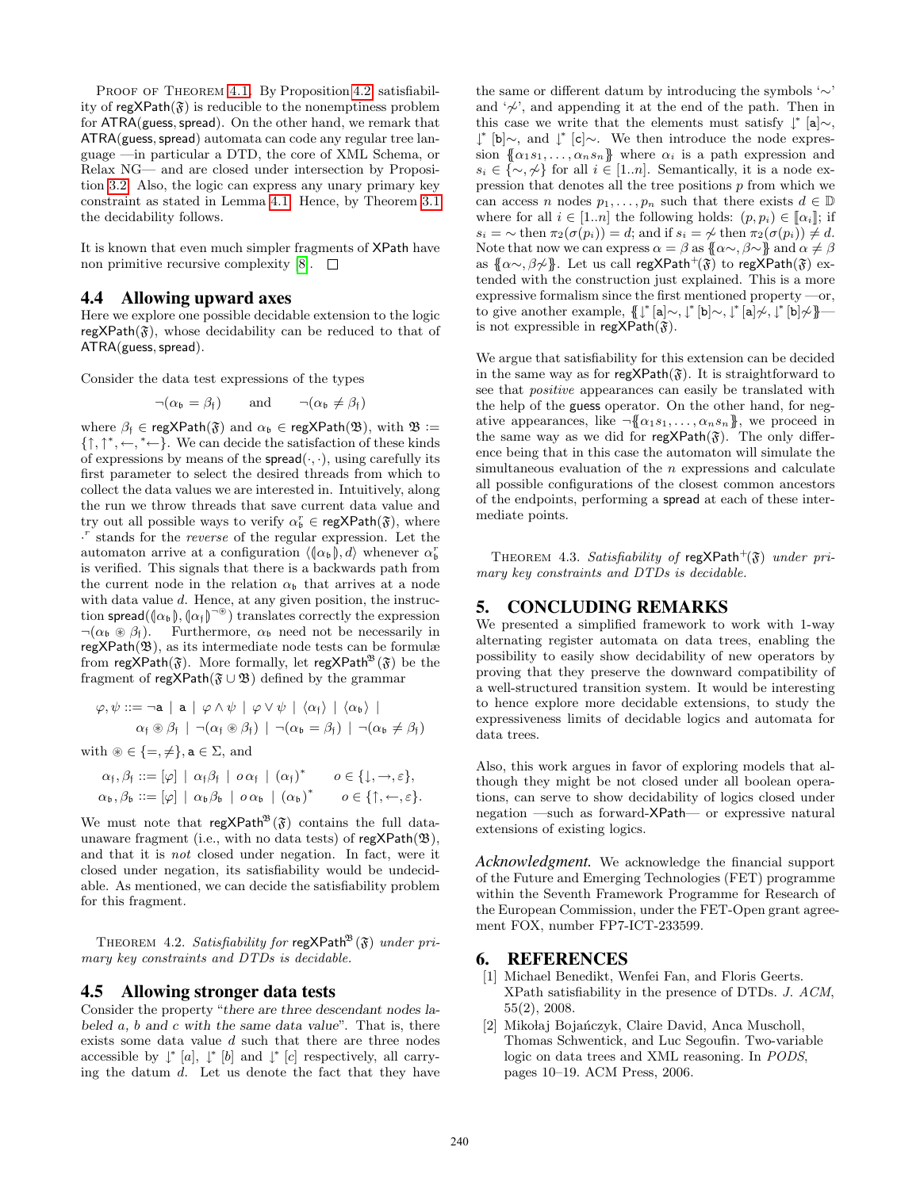PROOF OF THEOREM 4.1. By Proposition 4.2 satisfiability of regXPath($\mathfrak{F}$) is reducible to the nonemptiness problem for ATRA(guess, spread). On the other hand, we remark that ATRA(guess, spread) automata can code any regular tree language —in particular a DTD, the core of XML Schema, or Relax NG— and are closed under intersection by Proposition 3.2. Also, the logic can express any unary primary key constraint as stated in Lemma 4.1. Hence, by Theorem 3.1 the decidability follows.

It is known that even much simpler fragments of XPath have non primitive recursive complexity [8]. □

## 4.4 Allowing upward axes

Here we explore one possible decidable extension to the logic regXPath($\mathfrak{F}$), whose decidability can be reduced to that of ATRA(guess, spread).

Consider the data test expressions of the types

$$\neg(\alpha_{\mathfrak{b}} = \beta_{\mathfrak{f}}) \qquad \text{and} \qquad \neg(\alpha_{\mathfrak{b}} \neq \beta_{\mathfrak{f}})$$

where $\beta_{\mathfrak{f}} \in$ regXPath($\mathfrak{F}$) and $\alpha_{\mathfrak{b}} \in$ regXPath($\mathfrak{B}$), with $\mathfrak{B} := \{\uparrow, \uparrow^*, \leftarrow, {}^*\!\!\leftarrow\}$. We can decide the satisfaction of these kinds of expressions by means of the spread$(\cdot,\cdot)$, using carefully its first parameter to select the desired threads from which to collect the data values we are interested in. Intuitively, along the run we throw threads that save current data value and try out all possible ways to verify $\alpha_{\mathfrak{b}}^r \in$ regXPath($\mathfrak{F}$), where $\cdot^r$ stands for the *reverse* of the regular expression. Let the automaton arrive at a configuration $\langle (\!|\alpha_{\mathfrak{b}}|\!), d\rangle$ whenever $\alpha_{\mathfrak{b}}^r$ is verified. This signals that there is a backwards path from the current node in the relation $\alpha_{\mathfrak{b}}$ that arrives at a node with data value $d$. Hence, at any given position, the instruction spread$((\!|\alpha_{\mathfrak{b}}|\!), (\!|\alpha_{\mathfrak{f}}|\!)^{\neg\circledast})$ translates correctly the expression $\neg(\alpha_{\mathfrak{b}} \circledast \beta_{\mathfrak{f}})$. Furthermore, $\alpha_{\mathfrak{b}}$ need not be necessarily in regXPath($\mathfrak{B}$), as its intermediate node tests can be formulæ from regXPath($\mathfrak{F}$). More formally, let regXPath$^{\mathfrak{B}}$($\mathfrak{F}$) be the fragment of regXPath($\mathfrak{F} \cup \mathfrak{B}$) defined by the grammar

$$\varphi, \psi ::= \neg \mathsf{a} \mid \mathsf{a} \mid \varphi \wedge \psi \mid \varphi \vee \psi \mid \langle \alpha_{\mathfrak{f}} \rangle \mid \langle \alpha_{\mathfrak{b}} \rangle \mid$$
$$\alpha_{\mathfrak{f}} \circledast \beta_{\mathfrak{f}} \mid \neg(\alpha_{\mathfrak{f}} \circledast \beta_{\mathfrak{f}}) \mid \neg(\alpha_{\mathfrak{b}} = \beta_{\mathfrak{f}}) \mid \neg(\alpha_{\mathfrak{b}} \neq \beta_{\mathfrak{f}})$$

with $\circledast \in \{=, \neq\}$, $\mathsf{a} \in \Sigma$, and

$$\alpha_{\mathfrak{f}}, \beta_{\mathfrak{f}} ::= [\varphi] \mid \alpha_{\mathfrak{f}}\beta_{\mathfrak{f}} \mid o\,\alpha_{\mathfrak{f}} \mid (\alpha_{\mathfrak{f}})^* \qquad o \in \{\downarrow, \rightarrow, \varepsilon\},$$
$$\alpha_{\mathfrak{b}}, \beta_{\mathfrak{b}} ::= [\varphi] \mid \alpha_{\mathfrak{b}}\beta_{\mathfrak{b}} \mid o\,\alpha_{\mathfrak{b}} \mid (\alpha_{\mathfrak{b}})^* \qquad o \in \{\uparrow, \leftarrow, \varepsilon\}.$$

We must note that regXPath$^{\mathfrak{B}}$($\mathfrak{F}$) contains the full data-unaware fragment (i.e., with no data tests) of regXPath($\mathfrak{B}$), and that it is *not* closed under negation. In fact, were it closed under negation, its satisfiability would be undecidable. As mentioned, we can decide the satisfiability problem for this fragment.

THEOREM 4.2. *Satisfiability for* regXPath$^{\mathfrak{B}}$($\mathfrak{F}$) *under primary key constraints and DTDs is decidable.*

## 4.5 Allowing stronger data tests

Consider the property "*there are three descendant nodes labeled a, b and c with the same data value*". That is, there exists some data value $d$ such that there are three nodes accessible by $\downarrow^* [a]$, $\downarrow^* [b]$ and $\downarrow^* [c]$ respectively, all carrying the datum $d$. Let us denote the fact that they have the same or different datum by introducing the symbols '$\sim$' and '$\not\sim$', and appending it at the end of the path. Then in this case we write that the elements must satisfy $\downarrow^* [\mathsf{a}]\!\sim$, $\downarrow^* [\mathsf{b}]\!\sim$, and $\downarrow^* [\mathsf{c}]\!\sim$. We then introduce the node expression $\{\!\{\alpha_1 s_1, \ldots, \alpha_n s_n\}\!\}$ where $\alpha_i$ is a path expression and $s_i \in \{\sim, \not\sim\}$ for all $i \in [1..n]$. Semantically, it is a node expression that denotes all the tree positions $p$ from which we can access $n$ nodes $p_1, \ldots, p_n$ such that there exists $d \in \mathbb{D}$ where for all $i \in [1..n]$ the following holds: $(p, p_i) \in [\![\alpha_i]\!]$; if $s_i = \sim$ then $\pi_2(\sigma(p_i)) = d$; and if $s_i = \not\sim$ then $\pi_2(\sigma(p_i)) \neq d$. Note that now we can express $\alpha = \beta$ as $\{\!\{\alpha\!\sim, \beta\!\sim\}\!\}$ and $\alpha \neq \beta$ as $\{\!\{\alpha\!\sim, \beta\!\not\sim\}\!\}$. Let us call regXPath$^+$($\mathfrak{F}$) to regXPath($\mathfrak{F}$) extended with the construction just explained. This is a more expressive formalism since the first mentioned property —or, to give another example, $\{\!\{\downarrow^* [\mathsf{a}]\!\sim, \downarrow^* [\mathsf{b}]\!\sim, \downarrow^* [\mathsf{a}]\!\not\sim, \downarrow^* [\mathsf{b}]\!\not\sim\}\!\}$— is not expressible in regXPath($\mathfrak{F}$).

We argue that satisfiability for this extension can be decided in the same way as for regXPath($\mathfrak{F}$). It is straightforward to see that *positive* appearances can easily be translated with the help of the guess operator. On the other hand, for negative appearances, like $\neg\{\!\{\alpha_1 s_1, \ldots, \alpha_n s_n\}\!\}$, we proceed in the same way as we did for regXPath($\mathfrak{F}$). The only difference being that in this case the automaton will simulate the simultaneous evaluation of the $n$ expressions and calculate all possible configurations of the closest common ancestors of the endpoints, performing a spread at each of these intermediate points.

THEOREM 4.3. *Satisfiability of* regXPath$^+$($\mathfrak{F}$) *under primary key constraints and DTDs is decidable.*

# 5. CONCLUDING REMARKS

We presented a simplified framework to work with 1-way alternating register automata on data trees, enabling the possibility to easily show decidability of new operators by proving that they preserve the downward compatibility of a well-structured transition system. It would be interesting to hence explore more decidable extensions, to study the expressiveness limits of decidable logics and automata for data trees.

Also, this work argues in favor of exploring models that although they might be not closed under all boolean operations, can serve to show decidability of logics closed under negation —such as forward-XPath— or expressive natural extensions of existing logics.

***Acknowledgment.*** We acknowledge the financial support of the Future and Emerging Technologies (FET) programme within the Seventh Framework Programme for Research of the European Commission, under the FET-Open grant agreement FOX, number FP7-ICT-233599.

# 6. REFERENCES

[1] Michael Benedikt, Wenfei Fan, and Floris Geerts. XPath satisfiability in the presence of DTDs. *J. ACM*, 55(2), 2008.

[2] Mikołaj Bojańczyk, Claire David, Anca Muscholl, Thomas Schwentick, and Luc Segoufin. Two-variable logic on data trees and XML reasoning. In *PODS*, pages 10–19. ACM Press, 2006.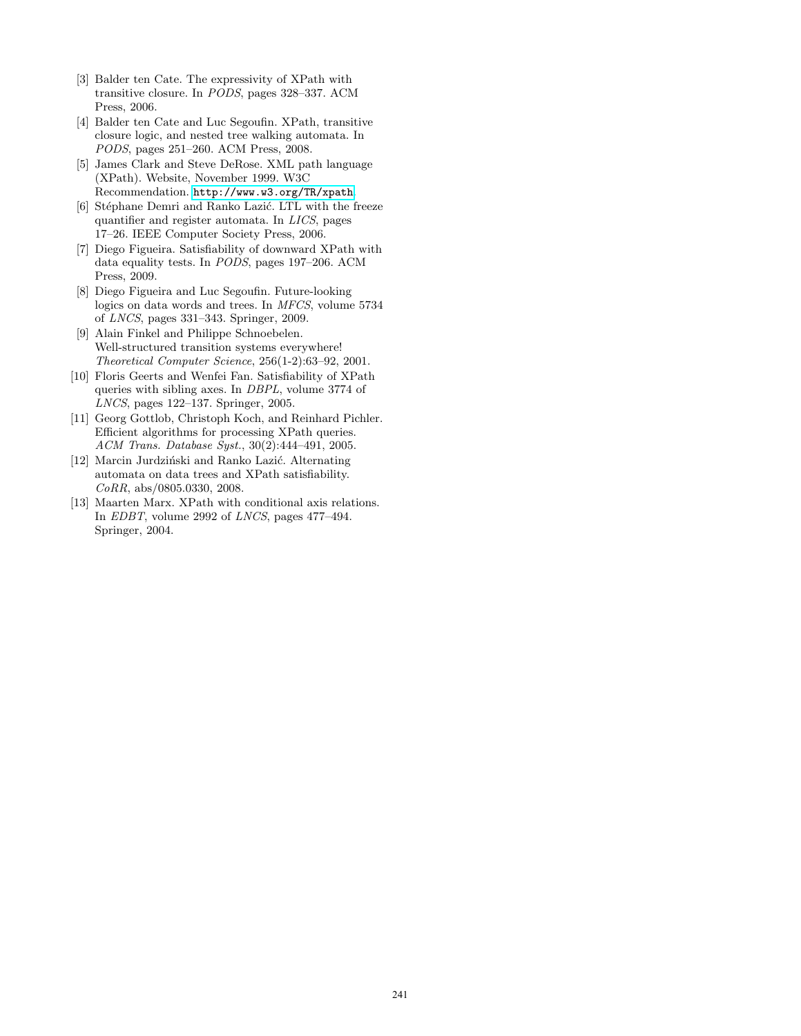[3] Balder ten Cate. The expressivity of XPath with transitive closure. In *PODS*, pages 328–337. ACM Press, 2006.

[4] Balder ten Cate and Luc Segoufin. XPath, transitive closure logic, and nested tree walking automata. In *PODS*, pages 251–260. ACM Press, 2008.

[5] James Clark and Steve DeRose. XML path language (XPath). Website, November 1999. W3C Recommendation. http://www.w3.org/TR/xpath.

[6] Stéphane Demri and Ranko Lazić. LTL with the freeze quantifier and register automata. In *LICS*, pages 17–26. IEEE Computer Society Press, 2006.

[7] Diego Figueira. Satisfiability of downward XPath with data equality tests. In *PODS*, pages 197–206. ACM Press, 2009.

[8] Diego Figueira and Luc Segoufin. Future-looking logics on data words and trees. In *MFCS*, volume 5734 of *LNCS*, pages 331–343. Springer, 2009.

[9] Alain Finkel and Philippe Schnoebelen. Well-structured transition systems everywhere! *Theoretical Computer Science*, 256(1-2):63–92, 2001.

[10] Floris Geerts and Wenfei Fan. Satisfiability of XPath queries with sibling axes. In *DBPL*, volume 3774 of *LNCS*, pages 122–137. Springer, 2005.

[11] Georg Gottlob, Christoph Koch, and Reinhard Pichler. Efficient algorithms for processing XPath queries. *ACM Trans. Database Syst.*, 30(2):444–491, 2005.

[12] Marcin Jurdziński and Ranko Lazić. Alternating automata on data trees and XPath satisfiability. *CoRR*, abs/0805.0330, 2008.

[13] Maarten Marx. XPath with conditional axis relations. In *EDBT*, volume 2992 of *LNCS*, pages 477–494. Springer, 2004.